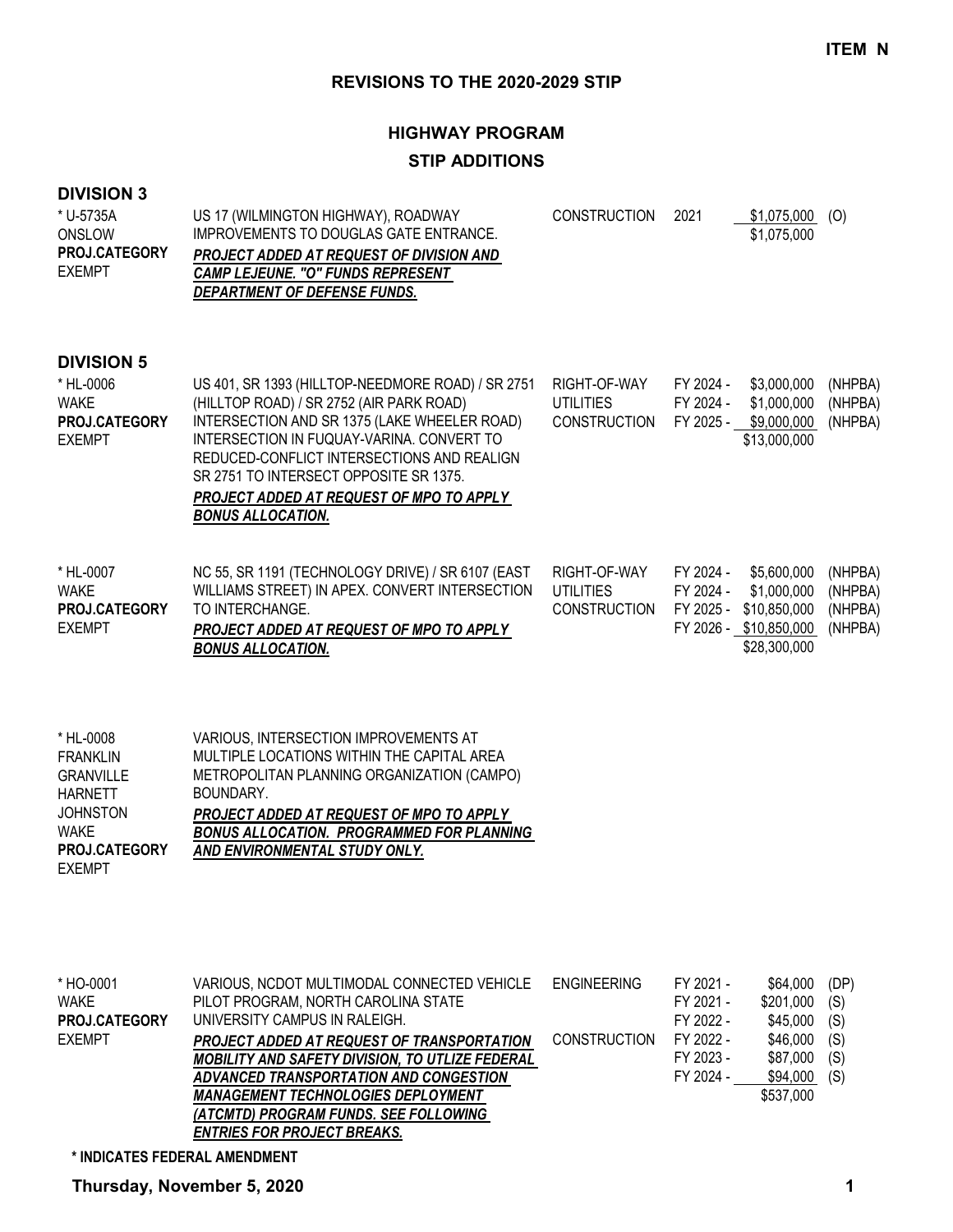**ITEM N**

# REVISIONS TO THE 2020-2029 STIP

## HIGHWAY PROGRAM

## STIP ADDITIONS

### DIVISION 3

| Project | Description | Work Type | Year | Amount | Fund |
|---|---|---|---|---|---|
| * U-5735A<br>ONSLOW<br>**PROJ.CATEGORY**<br>EXEMPT | US 17 (WILMINGTON HIGHWAY), ROADWAY IMPROVEMENTS TO DOUGLAS GATE ENTRANCE.<br>***PROJECT ADDED AT REQUEST OF DIVISION AND CAMP LEJEUNE. "O" FUNDS REPRESENT DEPARTMENT OF DEFENSE FUNDS.*** | CONSTRUCTION | 2021 | $1,075,000 | (O) |
| | | | | $1,075,000 | |

### DIVISION 5

| Project | Description | Work Type | Year | Amount | Fund |
|---|---|---|---|---|---|
| * HL-0006<br>WAKE<br>**PROJ.CATEGORY**<br>EXEMPT | US 401, SR 1393 (HILLTOP-NEEDMORE ROAD) / SR 2751 (HILLTOP ROAD) / SR 2752 (AIR PARK ROAD) INTERSECTION AND SR 1375 (LAKE WHEELER ROAD) INTERSECTION IN FUQUAY-VARINA. CONVERT TO REDUCED-CONFLICT INTERSECTIONS AND REALIGN SR 2751 TO INTERSECT OPPOSITE SR 1375.<br>***PROJECT ADDED AT REQUEST OF MPO TO APPLY BONUS ALLOCATION.*** | RIGHT-OF-WAY | FY 2024 - | $3,000,000 | (NHPBA) |
| | | UTILITIES | FY 2024 - | $1,000,000 | (NHPBA) |
| | | CONSTRUCTION | FY 2025 - | $9,000,000 | (NHPBA) |
| | | | | $13,000,000 | |
| * HL-0007<br>WAKE<br>**PROJ.CATEGORY**<br>EXEMPT | NC 55, SR 1191 (TECHNOLOGY DRIVE) / SR 6107 (EAST WILLIAMS STREET) IN APEX. CONVERT INTERSECTION TO INTERCHANGE.<br>***PROJECT ADDED AT REQUEST OF MPO TO APPLY BONUS ALLOCATION.*** | RIGHT-OF-WAY | FY 2024 - | $5,600,000 | (NHPBA) |
| | | UTILITIES | FY 2024 - | $1,000,000 | (NHPBA) |
| | | CONSTRUCTION | FY 2025 - | $10,850,000 | (NHPBA) |
| | | | FY 2026 - | $10,850,000 | (NHPBA) |
| | | | | $28,300,000 | |
| * HL-0008<br>FRANKLIN<br>GRANVILLE<br>HARNETT<br>JOHNSTON<br>WAKE<br>**PROJ.CATEGORY**<br>EXEMPT | VARIOUS, INTERSECTION IMPROVEMENTS AT MULTIPLE LOCATIONS WITHIN THE CAPITAL AREA METROPOLITAN PLANNING ORGANIZATION (CAMPO) BOUNDARY.<br>***PROJECT ADDED AT REQUEST OF MPO TO APPLY BONUS ALLOCATION. PROGRAMMED FOR PLANNING AND ENVIRONMENTAL STUDY ONLY.*** | | | | |
| * HO-0001<br>WAKE<br>**PROJ.CATEGORY**<br>EXEMPT | VARIOUS, NCDOT MULTIMODAL CONNECTED VEHICLE PILOT PROGRAM, NORTH CAROLINA STATE UNIVERSITY CAMPUS IN RALEIGH.<br>***PROJECT ADDED AT REQUEST OF TRANSPORTATION MOBILITY AND SAFETY DIVISION, TO UTLIZE FEDERAL ADVANCED TRANSPORTATION AND CONGESTION MANAGEMENT TECHNOLOGIES DEPLOYMENT (ATCMTD) PROGRAM FUNDS. SEE FOLLOWING ENTRIES FOR PROJECT BREAKS.*** | ENGINEERING | FY 2021 - | $64,000 | (DP) |
| | | | FY 2021 - | $201,000 | (S) |
| | | | FY 2022 - | $45,000 | (S) |
| | | CONSTRUCTION | FY 2022 - | $46,000 | (S) |
| | | | FY 2023 - | $87,000 | (S) |
| | | | FY 2024 - | $94,000 | (S) |
| | | | | $537,000 | |

**\* INDICATES FEDERAL AMENDMENT**

**Thursday, November 5, 2020**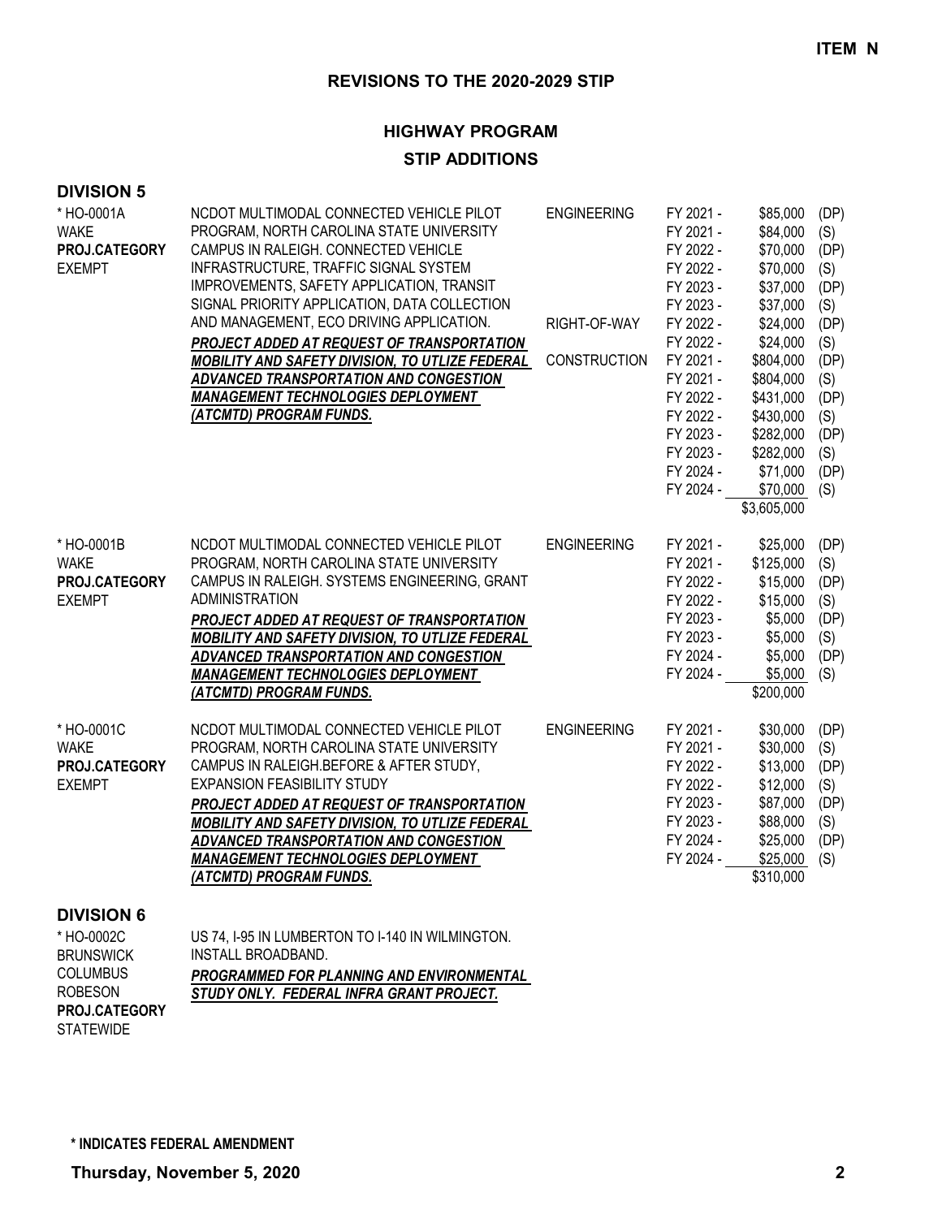**ITEM N**

## REVISIONS TO THE 2020-2029 STIP

### HIGHWAY PROGRAM

### STIP ADDITIONS

**DIVISION 5**

| Project | Description | Phase | Fiscal Year | Amount | Source |
|---|---|---|---|---|---|
| * HO-0001A<br>WAKE<br>**PROJ.CATEGORY**<br>EXEMPT | NCDOT MULTIMODAL CONNECTED VEHICLE PILOT PROGRAM, NORTH CAROLINA STATE UNIVERSITY CAMPUS IN RALEIGH. CONNECTED VEHICLE INFRASTRUCTURE, TRAFFIC SIGNAL SYSTEM IMPROVEMENTS, SAFETY APPLICATION, TRANSIT SIGNAL PRIORITY APPLICATION, DATA COLLECTION AND MANAGEMENT, ECO DRIVING APPLICATION.<br>***PROJECT ADDED AT REQUEST OF TRANSPORTATION MOBILITY AND SAFETY DIVISION, TO UTLIZE FEDERAL ADVANCED TRANSPORTATION AND CONGESTION MANAGEMENT TECHNOLOGIES DEPLOYMENT (ATCMTD) PROGRAM FUNDS.*** | ENGINEERING | FY 2021 - | $85,000 | (DP) |
| | | | FY 2021 - | $84,000 | (S) |
| | | | FY 2022 - | $70,000 | (DP) |
| | | | FY 2022 - | $70,000 | (S) |
| | | | FY 2023 - | $37,000 | (DP) |
| | | | FY 2023 - | $37,000 | (S) |
| | | RIGHT-OF-WAY | FY 2022 - | $24,000 | (DP) |
| | | | FY 2022 - | $24,000 | (S) |
| | | CONSTRUCTION | FY 2021 - | $804,000 | (DP) |
| | | | FY 2021 - | $804,000 | (S) |
| | | | FY 2022 - | $431,000 | (DP) |
| | | | FY 2022 - | $430,000 | (S) |
| | | | FY 2023 - | $282,000 | (DP) |
| | | | FY 2023 - | $282,000 | (S) |
| | | | FY 2024 - | $71,000 | (DP) |
| | | | FY 2024 - | $70,000 | (S) |
| | | | | $3,605,000 | |
| * HO-0001B<br>WAKE<br>**PROJ.CATEGORY**<br>EXEMPT | NCDOT MULTIMODAL CONNECTED VEHICLE PILOT PROGRAM, NORTH CAROLINA STATE UNIVERSITY CAMPUS IN RALEIGH. SYSTEMS ENGINEERING, GRANT ADMINISTRATION<br>***PROJECT ADDED AT REQUEST OF TRANSPORTATION MOBILITY AND SAFETY DIVISION, TO UTLIZE FEDERAL ADVANCED TRANSPORTATION AND CONGESTION MANAGEMENT TECHNOLOGIES DEPLOYMENT (ATCMTD) PROGRAM FUNDS.*** | ENGINEERING | FY 2021 - | $25,000 | (DP) |
| | | | FY 2021 - | $125,000 | (S) |
| | | | FY 2022 - | $15,000 | (DP) |
| | | | FY 2022 - | $15,000 | (S) |
| | | | FY 2023 - | $5,000 | (DP) |
| | | | FY 2023 - | $5,000 | (S) |
| | | | FY 2024 - | $5,000 | (DP) |
| | | | FY 2024 - | $5,000 | (S) |
| | | | | $200,000 | |
| * HO-0001C<br>WAKE<br>**PROJ.CATEGORY**<br>EXEMPT | NCDOT MULTIMODAL CONNECTED VEHICLE PILOT PROGRAM, NORTH CAROLINA STATE UNIVERSITY CAMPUS IN RALEIGH.BEFORE & AFTER STUDY, EXPANSION FEASIBILITY STUDY<br>***PROJECT ADDED AT REQUEST OF TRANSPORTATION MOBILITY AND SAFETY DIVISION, TO UTLIZE FEDERAL ADVANCED TRANSPORTATION AND CONGESTION MANAGEMENT TECHNOLOGIES DEPLOYMENT (ATCMTD) PROGRAM FUNDS.*** | ENGINEERING | FY 2021 - | $30,000 | (DP) |
| | | | FY 2021 - | $30,000 | (S) |
| | | | FY 2022 - | $13,000 | (DP) |
| | | | FY 2022 - | $12,000 | (S) |
| | | | FY 2023 - | $87,000 | (DP) |
| | | | FY 2023 - | $88,000 | (S) |
| | | | FY 2024 - | $25,000 | (DP) |
| | | | FY 2024 - | $25,000 | (S) |
| | | | | $310,000 | |

**DIVISION 6**

| Project | Description | Phase | Fiscal Year | Amount | Source |
|---|---|---|---|---|---|
| * HO-0002C<br>BRUNSWICK<br>COLUMBUS<br>ROBESON<br>**PROJ.CATEGORY**<br>STATEWIDE | US 74, I-95 IN LUMBERTON TO I-140 IN WILMINGTON. INSTALL BROADBAND.<br>***PROGRAMMED FOR PLANNING AND ENVIRONMENTAL STUDY ONLY. FEDERAL INFRA GRANT PROJECT.*** | | | | |

**\* INDICATES FEDERAL AMENDMENT**

**Thursday, November 5, 2020**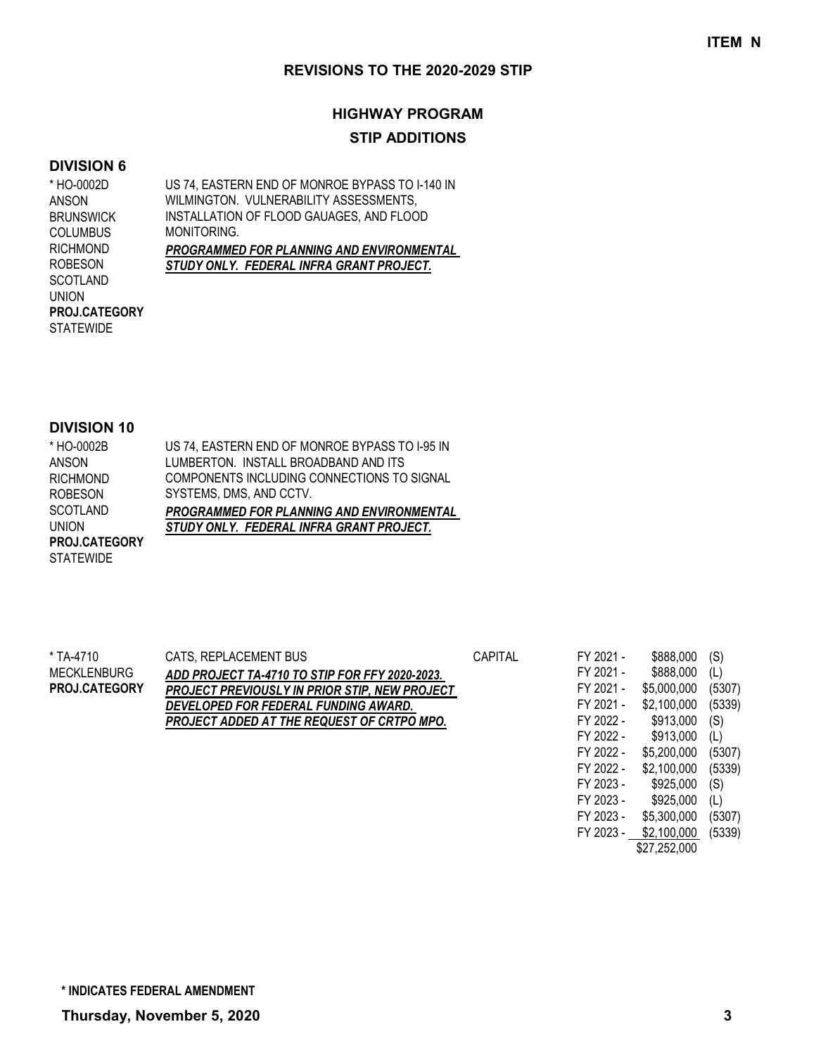**ITEM N**

## REVISIONS TO THE 2020-2029 STIP

### HIGHWAY PROGRAM

### STIP ADDITIONS

#### DIVISION 6

* HO-0002D
ANSON
BRUNSWICK
COLUMBUS
RICHMOND
ROBESON
SCOTLAND
UNION
**PROJ.CATEGORY**
STATEWIDE

US 74, EASTERN END OF MONROE BYPASS TO I-140 IN WILMINGTON. VULNERABILITY ASSESSMENTS, INSTALLATION OF FLOOD GAUAGES, AND FLOOD MONITORING.
***PROGRAMMED FOR PLANNING AND ENVIRONMENTAL STUDY ONLY. FEDERAL INFRA GRANT PROJECT.***

#### DIVISION 10

* HO-0002B
ANSON
RICHMOND
ROBESON
SCOTLAND
UNION
**PROJ.CATEGORY**
STATEWIDE

US 74, EASTERN END OF MONROE BYPASS TO I-95 IN LUMBERTON. INSTALL BROADBAND AND ITS COMPONENTS INCLUDING CONNECTIONS TO SIGNAL SYSTEMS, DMS, AND CCTV.
***PROGRAMMED FOR PLANNING AND ENVIRONMENTAL STUDY ONLY. FEDERAL INFRA GRANT PROJECT.***

* TA-4710
MECKLENBURG
**PROJ.CATEGORY**

CATS, REPLACEMENT BUS
***ADD PROJECT TA-4710 TO STIP FOR FFY 2020-2023. PROJECT PREVIOUSLY IN PRIOR STIP, NEW PROJECT DEVELOPED FOR FEDERAL FUNDING AWARD. PROJECT ADDED AT THE REQUEST OF CRTPO MPO.***

| Phase | FY | Amount | Fund |
|---|---|---|---|
| CAPITAL | FY 2021 - | $888,000 | (S) |
| | FY 2021 - | $888,000 | (L) |
| | FY 2021 - | $5,000,000 | (5307) |
| | FY 2021 - | $2,100,000 | (5339) |
| | FY 2022 - | $913,000 | (S) |
| | FY 2022 - | $913,000 | (L) |
| | FY 2022 - | $5,200,000 | (5307) |
| | FY 2022 - | $2,100,000 | (5339) |
| | FY 2023 - | $925,000 | (S) |
| | FY 2023 - | $925,000 | (L) |
| | FY 2023 - | $5,300,000 | (5307) |
| | FY 2023 - | $2,100,000 | (5339) |
| | | $27,252,000 | |

**\* INDICATES FEDERAL AMENDMENT**

**Thursday, November 5, 2020**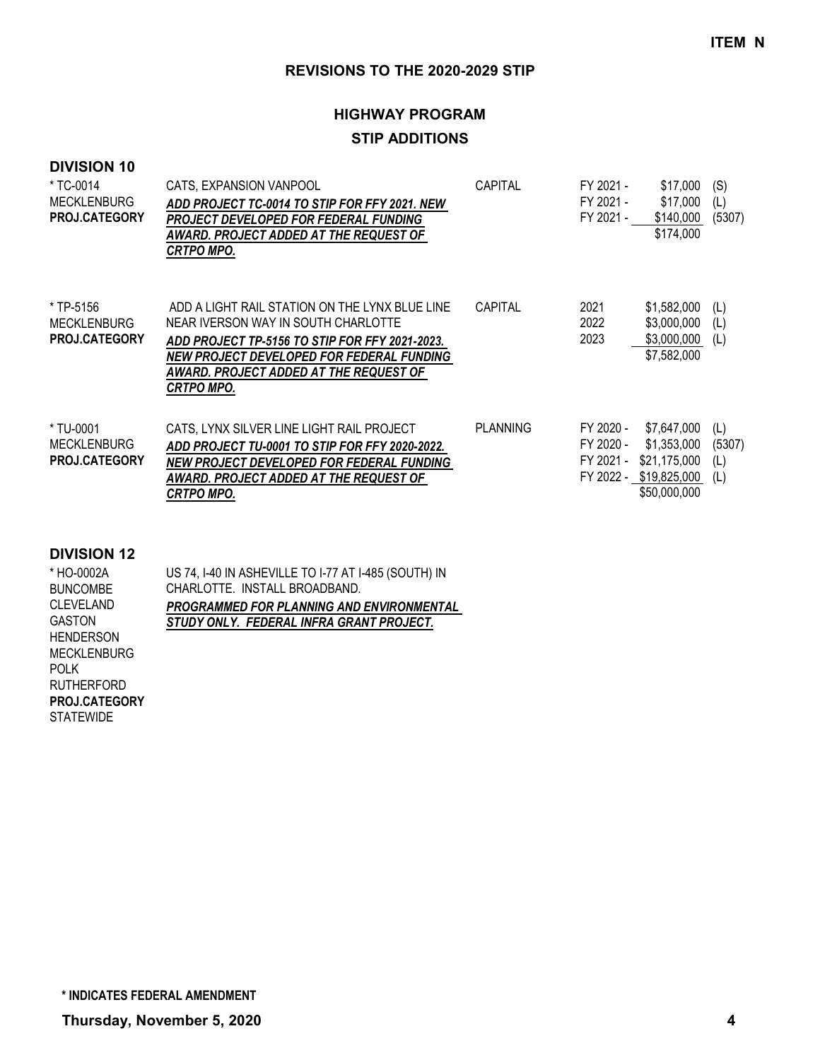**ITEM N**

## REVISIONS TO THE 2020-2029 STIP

### HIGHWAY PROGRAM

### STIP ADDITIONS

**DIVISION 10**

| Project | Description | Category | Year | Amount | Source |
|---|---|---|---|---|---|
| * TC-0014<br>MECKLENBURG<br>**PROJ.CATEGORY** | CATS, EXPANSION VANPOOL<br>***ADD PROJECT TC-0014 TO STIP FOR FFY 2021. NEW PROJECT DEVELOPED FOR FEDERAL FUNDING AWARD. PROJECT ADDED AT THE REQUEST OF CRTPO MPO.*** | CAPITAL | FY 2021 -<br>FY 2021 -<br>FY 2021 - | $17,000<br>$17,000<br>$140,000<br>$174,000 | (S)<br>(L)<br>(5307) |
| * TP-5156<br>MECKLENBURG<br>**PROJ.CATEGORY** | ADD A LIGHT RAIL STATION ON THE LYNX BLUE LINE NEAR IVERSON WAY IN SOUTH CHARLOTTE<br>***ADD PROJECT TP-5156 TO STIP FOR FFY 2021-2023. NEW PROJECT DEVELOPED FOR FEDERAL FUNDING AWARD. PROJECT ADDED AT THE REQUEST OF CRTPO MPO.*** | CAPITAL | 2021<br>2022<br>2023 | $1,582,000<br>$3,000,000<br>$3,000,000<br>$7,582,000 | (L)<br>(L)<br>(L) |
| * TU-0001<br>MECKLENBURG<br>**PROJ.CATEGORY** | CATS, LYNX SILVER LINE LIGHT RAIL PROJECT<br>***ADD PROJECT TU-0001 TO STIP FOR FFY 2020-2022. NEW PROJECT DEVELOPED FOR FEDERAL FUNDING AWARD. PROJECT ADDED AT THE REQUEST OF CRTPO MPO.*** | PLANNING | FY 2020 -<br>FY 2020 -<br>FY 2021 -<br>FY 2022 - | $7,647,000<br>$1,353,000<br>$21,175,000<br>$19,825,000<br>$50,000,000 | (L)<br>(5307)<br>(L)<br>(L) |

**DIVISION 12**

| Project | Description |
|---|---|
| * HO-0002A<br>BUNCOMBE<br>CLEVELAND<br>GASTON<br>HENDERSON<br>MECKLENBURG<br>POLK<br>RUTHERFORD<br>**PROJ.CATEGORY**<br>STATEWIDE | US 74, I-40 IN ASHEVILLE TO I-77 AT I-485 (SOUTH) IN CHARLOTTE. INSTALL BROADBAND.<br>***PROGRAMMED FOR PLANNING AND ENVIRONMENTAL STUDY ONLY. FEDERAL INFRA GRANT PROJECT.*** |

**\* INDICATES FEDERAL AMENDMENT**

**Thursday, November 5, 2020**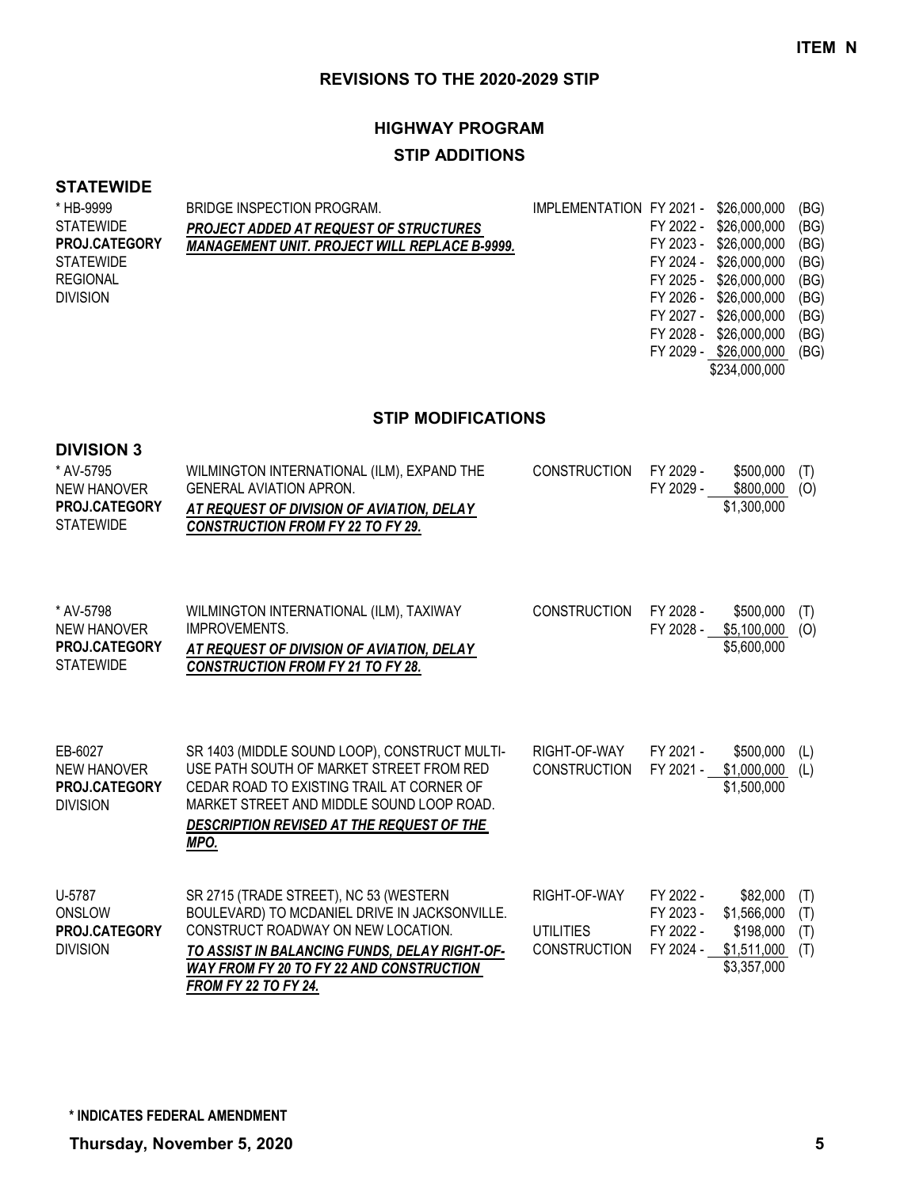**ITEM N**

## REVISIONS TO THE 2020-2029 STIP

## HIGHWAY PROGRAM

### STIP ADDITIONS

### STATEWIDE

| Project | Description | Phase | Fiscal Year | Amount | Fund |
|---|---|---|---|---|---|
| * HB-9999<br>STATEWIDE<br>**PROJ.CATEGORY**<br>STATEWIDE<br>REGIONAL<br>DIVISION | BRIDGE INSPECTION PROGRAM.<br>***PROJECT ADDED AT REQUEST OF STRUCTURES MANAGEMENT UNIT. PROJECT WILL REPLACE B-9999.*** | IMPLEMENTATION | FY 2021 - | $26,000,000 | (BG) |
| | | | FY 2022 - | $26,000,000 | (BG) |
| | | | FY 2023 - | $26,000,000 | (BG) |
| | | | FY 2024 - | $26,000,000 | (BG) |
| | | | FY 2025 - | $26,000,000 | (BG) |
| | | | FY 2026 - | $26,000,000 | (BG) |
| | | | FY 2027 - | $26,000,000 | (BG) |
| | | | FY 2028 - | $26,000,000 | (BG) |
| | | | FY 2029 - | $26,000,000 | (BG) |
| | | | | $234,000,000 | |

### STIP MODIFICATIONS

### DIVISION 3

| Project | Description | Phase | Fiscal Year | Amount | Fund |
|---|---|---|---|---|---|
| * AV-5795<br>NEW HANOVER<br>**PROJ.CATEGORY**<br>STATEWIDE | WILMINGTON INTERNATIONAL (ILM), EXPAND THE GENERAL AVIATION APRON.<br>***AT REQUEST OF DIVISION OF AVIATION, DELAY CONSTRUCTION FROM FY 22 TO FY 29.*** | CONSTRUCTION | FY 2029 - | $500,000 | (T) |
| | | | FY 2029 - | $800,000 | (O) |
| | | | | $1,300,000 | |
| * AV-5798<br>NEW HANOVER<br>**PROJ.CATEGORY**<br>STATEWIDE | WILMINGTON INTERNATIONAL (ILM), TAXIWAY IMPROVEMENTS.<br>***AT REQUEST OF DIVISION OF AVIATION, DELAY CONSTRUCTION FROM FY 21 TO FY 28.*** | CONSTRUCTION | FY 2028 - | $500,000 | (T) |
| | | | FY 2028 - | $5,100,000 | (O) |
| | | | | $5,600,000 | |
| EB-6027<br>NEW HANOVER<br>**PROJ.CATEGORY**<br>DIVISION | SR 1403 (MIDDLE SOUND LOOP), CONSTRUCT MULTI-USE PATH SOUTH OF MARKET STREET FROM RED CEDAR ROAD TO EXISTING TRAIL AT CORNER OF MARKET STREET AND MIDDLE SOUND LOOP ROAD.<br>***DESCRIPTION REVISED AT THE REQUEST OF THE MPO.*** | RIGHT-OF-WAY | FY 2021 - | $500,000 | (L) |
| | | CONSTRUCTION | FY 2021 - | $1,000,000 | (L) |
| | | | | $1,500,000 | |
| U-5787<br>ONSLOW<br>**PROJ.CATEGORY**<br>DIVISION | SR 2715 (TRADE STREET), NC 53 (WESTERN BOULEVARD) TO MCDANIEL DRIVE IN JACKSONVILLE. CONSTRUCT ROADWAY ON NEW LOCATION.<br>***TO ASSIST IN BALANCING FUNDS, DELAY RIGHT-OF-WAY FROM FY 20 TO FY 22 AND CONSTRUCTION FROM FY 22 TO FY 24.*** | RIGHT-OF-WAY | FY 2022 - | $82,000 | (T) |
| | | | FY 2023 - | $1,566,000 | (T) |
| | | UTILITIES | FY 2022 - | $198,000 | (T) |
| | | CONSTRUCTION | FY 2024 - | $1,511,000 | (T) |
| | | | | $3,357,000 | |

**\* INDICATES FEDERAL AMENDMENT**

**Thursday, November 5, 2020**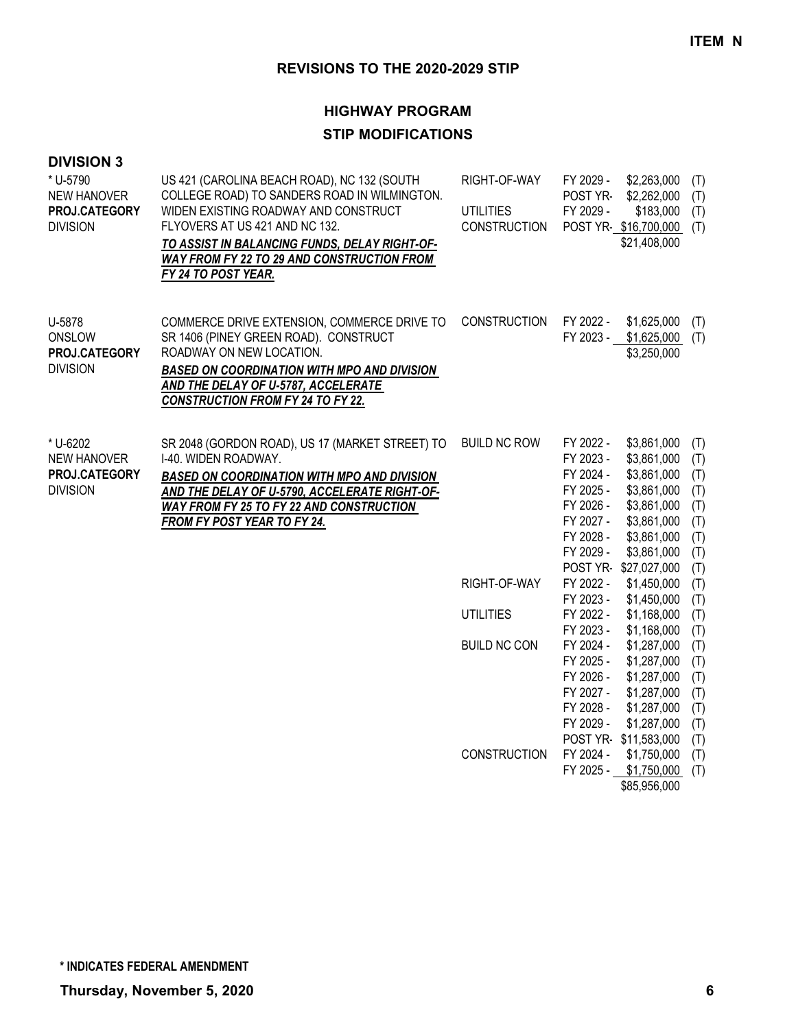**ITEM N**

## REVISIONS TO THE 2020-2029 STIP

### HIGHWAY PROGRAM

### STIP MODIFICATIONS

**DIVISION 3**

| Project | Description | Work Type | Fiscal Year | Amount | Funding |
|---|---|---|---|---|---|
| * U-5790<br>NEW HANOVER<br>**PROJ.CATEGORY**<br>DIVISION | US 421 (CAROLINA BEACH ROAD), NC 132 (SOUTH COLLEGE ROAD) TO SANDERS ROAD IN WILMINGTON. WIDEN EXISTING ROADWAY AND CONSTRUCT FLYOVERS AT US 421 AND NC 132.<br>***TO ASSIST IN BALANCING FUNDS, DELAY RIGHT-OF-WAY FROM FY 22 TO 29 AND CONSTRUCTION FROM FY 24 TO POST YEAR.*** | RIGHT-OF-WAY | FY 2029 - | $2,263,000 | (T) |
| | | | POST YR- | $2,262,000 | (T) |
| | | UTILITIES | FY 2029 - | $183,000 | (T) |
| | | CONSTRUCTION | POST YR- | $16,700,000 | (T) |
| | | | | $21,408,000 | |
| U-5878<br>ONSLOW<br>**PROJ.CATEGORY**<br>DIVISION | COMMERCE DRIVE EXTENSION, COMMERCE DRIVE TO SR 1406 (PINEY GREEN ROAD). CONSTRUCT ROADWAY ON NEW LOCATION.<br>***BASED ON COORDINATION WITH MPO AND DIVISION AND THE DELAY OF U-5787, ACCELERATE CONSTRUCTION FROM FY 24 TO FY 22.*** | CONSTRUCTION | FY 2022 - | $1,625,000 | (T) |
| | | | FY 2023 - | $1,625,000 | (T) |
| | | | | $3,250,000 | |
| * U-6202<br>NEW HANOVER<br>**PROJ.CATEGORY**<br>DIVISION | SR 2048 (GORDON ROAD), US 17 (MARKET STREET) TO I-40. WIDEN ROADWAY.<br>***BASED ON COORDINATION WITH MPO AND DIVISION AND THE DELAY OF U-5790, ACCELERATE RIGHT-OF-WAY FROM FY 25 TO FY 22 AND CONSTRUCTION FROM FY POST YEAR TO FY 24.*** | BUILD NC ROW | FY 2022 - | $3,861,000 | (T) |
| | | | FY 2023 - | $3,861,000 | (T) |
| | | | FY 2024 - | $3,861,000 | (T) |
| | | | FY 2025 - | $3,861,000 | (T) |
| | | | FY 2026 - | $3,861,000 | (T) |
| | | | FY 2027 - | $3,861,000 | (T) |
| | | | FY 2028 - | $3,861,000 | (T) |
| | | | FY 2029 - | $3,861,000 | (T) |
| | | | POST YR- | $27,027,000 | (T) |
| | | RIGHT-OF-WAY | FY 2022 - | $1,450,000 | (T) |
| | | | FY 2023 - | $1,450,000 | (T) |
| | | UTILITIES | FY 2022 - | $1,168,000 | (T) |
| | | | FY 2023 - | $1,168,000 | (T) |
| | | BUILD NC CON | FY 2024 - | $1,287,000 | (T) |
| | | | FY 2025 - | $1,287,000 | (T) |
| | | | FY 2026 - | $1,287,000 | (T) |
| | | | FY 2027 - | $1,287,000 | (T) |
| | | | FY 2028 - | $1,287,000 | (T) |
| | | | FY 2029 - | $1,287,000 | (T) |
| | | | POST YR- | $11,583,000 | (T) |
| | | CONSTRUCTION | FY 2024 - | $1,750,000 | (T) |
| | | | FY 2025 - | $1,750,000 | (T) |
| | | | | $85,956,000 | |

**\* INDICATES FEDERAL AMENDMENT**

**Thursday, November 5, 2020**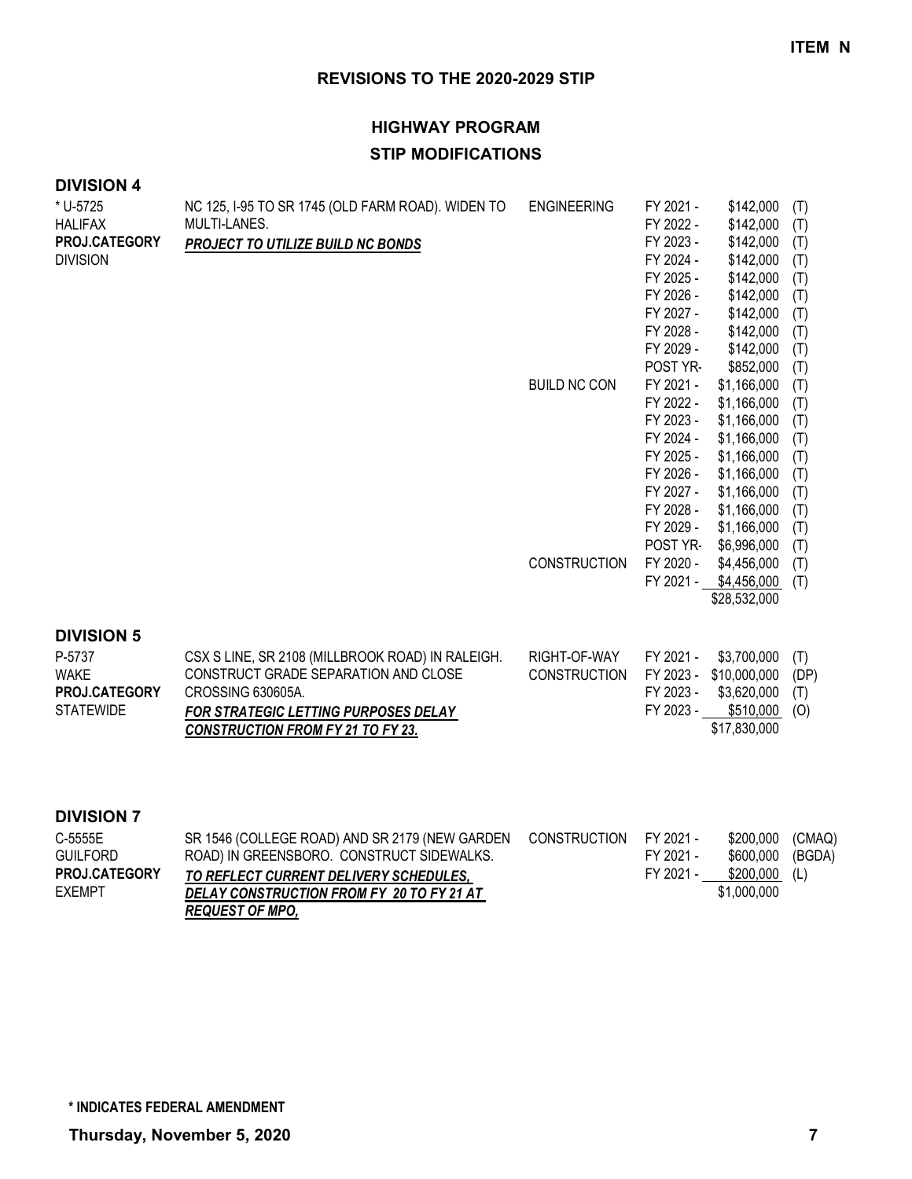**ITEM N**

## REVISIONS TO THE 2020-2029 STIP

### HIGHWAY PROGRAM

### STIP MODIFICATIONS

**DIVISION 4**

| Project | Description | Work Type | Fiscal Year | Amount | Fund |
|---|---|---|---|---|---|
| * U-5725<br>HALIFAX<br>**PROJ.CATEGORY**<br>DIVISION | NC 125, I-95 TO SR 1745 (OLD FARM ROAD). WIDEN TO MULTI-LANES.<br>***PROJECT TO UTILIZE BUILD NC BONDS*** | ENGINEERING | FY 2021 - | $142,000 | (T) |
| | | | FY 2022 - | $142,000 | (T) |
| | | | FY 2023 - | $142,000 | (T) |
| | | | FY 2024 - | $142,000 | (T) |
| | | | FY 2025 - | $142,000 | (T) |
| | | | FY 2026 - | $142,000 | (T) |
| | | | FY 2027 - | $142,000 | (T) |
| | | | FY 2028 - | $142,000 | (T) |
| | | | FY 2029 - | $142,000 | (T) |
| | | | POST YR- | $852,000 | (T) |
| | | BUILD NC CON | FY 2021 - | $1,166,000 | (T) |
| | | | FY 2022 - | $1,166,000 | (T) |
| | | | FY 2023 - | $1,166,000 | (T) |
| | | | FY 2024 - | $1,166,000 | (T) |
| | | | FY 2025 - | $1,166,000 | (T) |
| | | | FY 2026 - | $1,166,000 | (T) |
| | | | FY 2027 - | $1,166,000 | (T) |
| | | | FY 2028 - | $1,166,000 | (T) |
| | | | FY 2029 - | $1,166,000 | (T) |
| | | | POST YR- | $6,996,000 | (T) |
| | | CONSTRUCTION | FY 2020 - | $4,456,000 | (T) |
| | | | FY 2021 - | $4,456,000 | (T) |
| | | | | $28,532,000 | |

**DIVISION 5**

| Project | Description | Work Type | Fiscal Year | Amount | Fund |
|---|---|---|---|---|---|
| P-5737<br>WAKE<br>**PROJ.CATEGORY**<br>STATEWIDE | CSX S LINE, SR 2108 (MILLBROOK ROAD) IN RALEIGH. CONSTRUCT GRADE SEPARATION AND CLOSE CROSSING 630605A.<br>***FOR STRATEGIC LETTING PURPOSES DELAY CONSTRUCTION FROM FY 21 TO FY 23.*** | RIGHT-OF-WAY | FY 2021 - | $3,700,000 | (T) |
| | | CONSTRUCTION | FY 2023 - | $10,000,000 | (DP) |
| | | | FY 2023 - | $3,620,000 | (T) |
| | | | FY 2023 - | $510,000 | (O) |
| | | | | $17,830,000 | |

**DIVISION 7**

| Project | Description | Work Type | Fiscal Year | Amount | Fund |
|---|---|---|---|---|---|
| C-5555E<br>GUILFORD<br>**PROJ.CATEGORY**<br>EXEMPT | SR 1546 (COLLEGE ROAD) AND SR 2179 (NEW GARDEN ROAD) IN GREENSBORO. CONSTRUCT SIDEWALKS.<br>***TO REFLECT CURRENT DELIVERY SCHEDULES, DELAY CONSTRUCTION FROM FY 20 TO FY 21 AT REQUEST OF MPO,*** | CONSTRUCTION | FY 2021 - | $200,000 | (CMAQ) |
| | | | FY 2021 - | $600,000 | (BGDA) |
| | | | FY 2021 - | $200,000 | (L) |
| | | | | $1,000,000 | |

**\* INDICATES FEDERAL AMENDMENT**

**Thursday, November 5, 2020**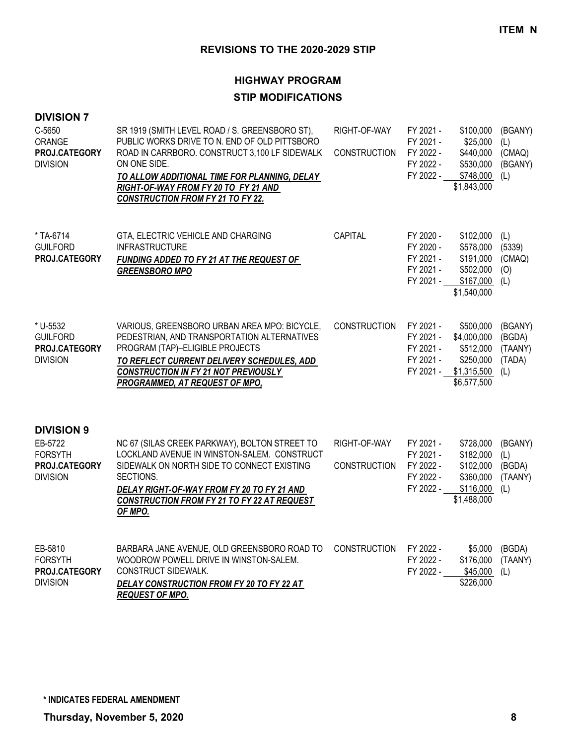**ITEM N**

## REVISIONS TO THE 2020-2029 STIP

### HIGHWAY PROGRAM
### STIP MODIFICATIONS

### DIVISION 7

| Project | Description | Work Type | Fiscal Year | Amount | Funding Source |
|---|---|---|---|---|---|
| C-5650<br>ORANGE<br>**PROJ.CATEGORY**<br>DIVISION | SR 1919 (SMITH LEVEL ROAD / S. GREENSBORO ST), PUBLIC WORKS DRIVE TO N. END OF OLD PITTSBORO ROAD IN CARRBORO. CONSTRUCT 3,100 LF SIDEWALK ON ONE SIDE.<br>***TO ALLOW ADDITIONAL TIME FOR PLANNING, DELAY RIGHT-OF-WAY FROM FY 20 TO FY 21 AND CONSTRUCTION FROM FY 21 TO FY 22.*** | RIGHT-OF-WAY<br><br>CONSTRUCTION | FY 2021 -<br>FY 2021 -<br>FY 2022 -<br>FY 2022 -<br>FY 2022 - | \$100,000<br>\$25,000<br>\$440,000<br>\$530,000<br>\$748,000<br>\$1,843,000 | (BGANY)<br>(L)<br>(CMAQ)<br>(BGANY)<br>(L) |
| * TA-6714<br>GUILFORD<br>**PROJ.CATEGORY** | GTA, ELECTRIC VEHICLE AND CHARGING INFRASTRUCTURE<br>***FUNDING ADDED TO FY 21 AT THE REQUEST OF GREENSBORO MPO*** | CAPITAL | FY 2020 -<br>FY 2020 -<br>FY 2021 -<br>FY 2021 -<br>FY 2021 - | \$102,000<br>\$578,000<br>\$191,000<br>\$502,000<br>\$167,000<br>\$1,540,000 | (L)<br>(5339)<br>(CMAQ)<br>(O)<br>(L) |
| * U-5532<br>GUILFORD<br>**PROJ.CATEGORY**<br>DIVISION | VARIOUS, GREENSBORO URBAN AREA MPO: BICYCLE, PEDESTRIAN, AND TRANSPORTATION ALTERNATIVES PROGRAM (TAP)–ELIGIBLE PROJECTS<br>***TO REFLECT CURRENT DELIVERY SCHEDULES, ADD CONSTRUCTION IN FY 21 NOT PREVIOUSLY PROGRAMMED, AT REQUEST OF MPO,*** | CONSTRUCTION | FY 2021 -<br>FY 2021 -<br>FY 2021 -<br>FY 2021 -<br>FY 2021 - | \$500,000<br>\$4,000,000<br>\$512,000<br>\$250,000<br>\$1,315,500<br>\$6,577,500 | (BGANY)<br>(BGDA)<br>(TAANY)<br>(TADA)<br>(L) |

### DIVISION 9

| Project | Description | Work Type | Fiscal Year | Amount | Funding Source |
|---|---|---|---|---|---|
| EB-5722<br>FORSYTH<br>**PROJ.CATEGORY**<br>DIVISION | NC 67 (SILAS CREEK PARKWAY), BOLTON STREET TO LOCKLAND AVENUE IN WINSTON-SALEM. CONSTRUCT SIDEWALK ON NORTH SIDE TO CONNECT EXISTING SECTIONS.<br>***DELAY RIGHT-OF-WAY FROM FY 20 TO FY 21 AND CONSTRUCTION FROM FY 21 TO FY 22 AT REQUEST OF MPO.*** | RIGHT-OF-WAY<br><br>CONSTRUCTION | FY 2021 -<br>FY 2021 -<br>FY 2022 -<br>FY 2022 -<br>FY 2022 - | \$728,000<br>\$182,000<br>\$102,000<br>\$360,000<br>\$116,000<br>\$1,488,000 | (BGANY)<br>(L)<br>(BGDA)<br>(TAANY)<br>(L) |
| EB-5810<br>FORSYTH<br>**PROJ.CATEGORY**<br>DIVISION | BARBARA JANE AVENUE, OLD GREENSBORO ROAD TO WOODROW POWELL DRIVE IN WINSTON-SALEM. CONSTRUCT SIDEWALK.<br>***DELAY CONSTRUCTION FROM FY 20 TO FY 22 AT REQUEST OF MPO.*** | CONSTRUCTION | FY 2022 -<br>FY 2022 -<br>FY 2022 - | \$5,000<br>\$176,000<br>\$45,000<br>\$226,000 | (BGDA)<br>(TAANY)<br>(L) |

**\* INDICATES FEDERAL AMENDMENT**

**Thursday, November 5, 2020**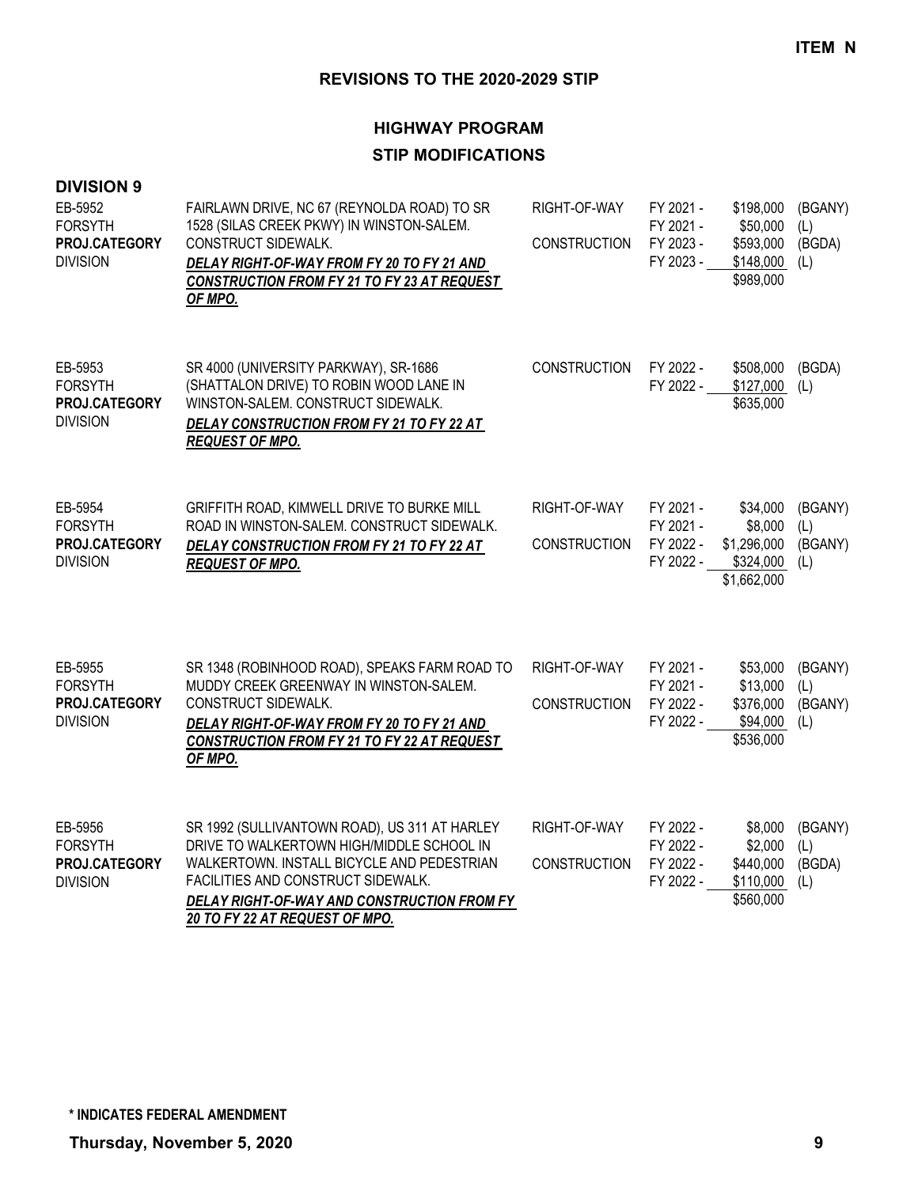**ITEM N**

## REVISIONS TO THE 2020-2029 STIP

## HIGHWAY PROGRAM

## STIP MODIFICATIONS

### DIVISION 9

| Project | Description | Work Type | Fiscal Year | Amount | Funding |
|---|---|---|---|---|---|
| EB-5952<br>FORSYTH<br>**PROJ.CATEGORY**<br>DIVISION | FAIRLAWN DRIVE, NC 67 (REYNOLDA ROAD) TO SR 1528 (SILAS CREEK PKWY) IN WINSTON-SALEM. CONSTRUCT SIDEWALK.<br>***DELAY RIGHT-OF-WAY FROM FY 20 TO FY 21 AND CONSTRUCTION FROM FY 21 TO FY 23 AT REQUEST OF MPO.*** | RIGHT-OF-WAY | FY 2021 - | $198,000 | (BGANY) |
| | | | FY 2021 - | $50,000 | (L) |
| | | CONSTRUCTION | FY 2023 - | $593,000 | (BGDA) |
| | | | FY 2023 - | $148,000 | (L) |
| | | | | $989,000 | |
| EB-5953<br>FORSYTH<br>**PROJ.CATEGORY**<br>DIVISION | SR 4000 (UNIVERSITY PARKWAY), SR-1686 (SHATTALON DRIVE) TO ROBIN WOOD LANE IN WINSTON-SALEM. CONSTRUCT SIDEWALK.<br>***DELAY CONSTRUCTION FROM FY 21 TO FY 22 AT REQUEST OF MPO.*** | CONSTRUCTION | FY 2022 - | $508,000 | (BGDA) |
| | | | FY 2022 - | $127,000 | (L) |
| | | | | $635,000 | |
| EB-5954<br>FORSYTH<br>**PROJ.CATEGORY**<br>DIVISION | GRIFFITH ROAD, KIMWELL DRIVE TO BURKE MILL ROAD IN WINSTON-SALEM. CONSTRUCT SIDEWALK.<br>***DELAY CONSTRUCTION FROM FY 21 TO FY 22 AT REQUEST OF MPO.*** | RIGHT-OF-WAY | FY 2021 - | $34,000 | (BGANY) |
| | | | FY 2021 - | $8,000 | (L) |
| | | CONSTRUCTION | FY 2022 - | $1,296,000 | (BGANY) |
| | | | FY 2022 - | $324,000 | (L) |
| | | | | $1,662,000 | |
| EB-5955<br>FORSYTH<br>**PROJ.CATEGORY**<br>DIVISION | SR 1348 (ROBINHOOD ROAD), SPEAKS FARM ROAD TO MUDDY CREEK GREENWAY IN WINSTON-SALEM. CONSTRUCT SIDEWALK.<br>***DELAY RIGHT-OF-WAY FROM FY 20 TO FY 21 AND CONSTRUCTION FROM FY 21 TO FY 22 AT REQUEST OF MPO.*** | RIGHT-OF-WAY | FY 2021 - | $53,000 | (BGANY) |
| | | | FY 2021 - | $13,000 | (L) |
| | | CONSTRUCTION | FY 2022 - | $376,000 | (BGANY) |
| | | | FY 2022 - | $94,000 | (L) |
| | | | | $536,000 | |
| EB-5956<br>FORSYTH<br>**PROJ.CATEGORY**<br>DIVISION | SR 1992 (SULLIVANTOWN ROAD), US 311 AT HARLEY DRIVE TO WALKERTOWN HIGH/MIDDLE SCHOOL IN WALKERTOWN. INSTALL BICYCLE AND PEDESTRIAN FACILITIES AND CONSTRUCT SIDEWALK.<br>***DELAY RIGHT-OF-WAY AND CONSTRUCTION FROM FY 20 TO FY 22 AT REQUEST OF MPO.*** | RIGHT-OF-WAY | FY 2022 - | $8,000 | (BGANY) |
| | | | FY 2022 - | $2,000 | (L) |
| | | CONSTRUCTION | FY 2022 - | $440,000 | (BGDA) |
| | | | FY 2022 - | $110,000 | (L) |
| | | | | $560,000 | |

**\* INDICATES FEDERAL AMENDMENT**

**Thursday, November 5, 2020**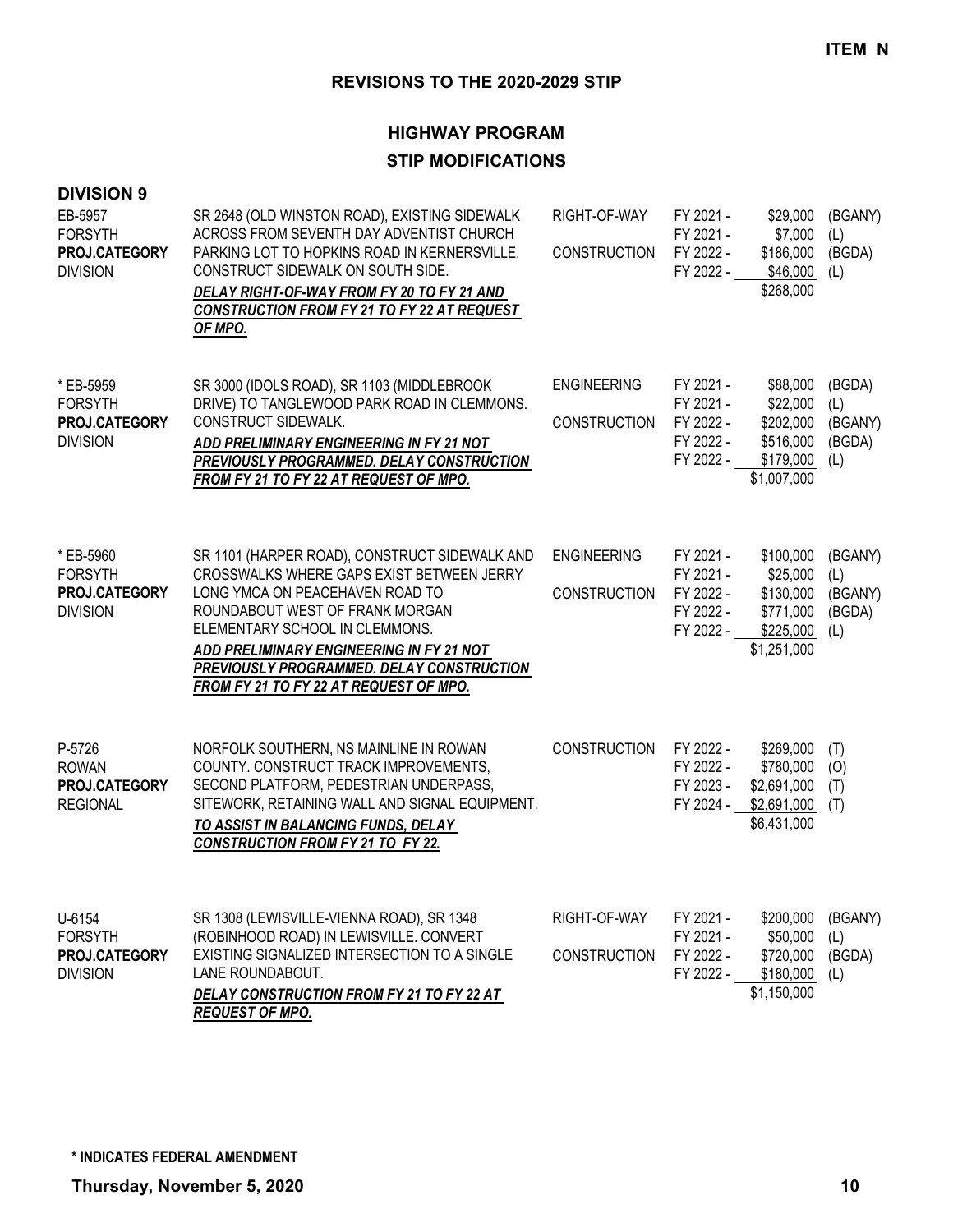**ITEM N**

## REVISIONS TO THE 2020-2029 STIP

### HIGHWAY PROGRAM
### STIP MODIFICATIONS

**DIVISION 9**

| Project | Description | Work Type | Fiscal Year | Amount | Source |
|---|---|---|---|---|---|
| EB-5957<br>FORSYTH<br>**PROJ.CATEGORY**<br>DIVISION | SR 2648 (OLD WINSTON ROAD), EXISTING SIDEWALK ACROSS FROM SEVENTH DAY ADVENTIST CHURCH PARKING LOT TO HOPKINS ROAD IN KERNERSVILLE. CONSTRUCT SIDEWALK ON SOUTH SIDE.<br>***DELAY RIGHT-OF-WAY FROM FY 20 TO FY 21 AND CONSTRUCTION FROM FY 21 TO FY 22 AT REQUEST OF MPO.*** | RIGHT-OF-WAY | FY 2021 - | $29,000 | (BGANY) |
| | | | FY 2021 - | $7,000 | (L) |
| | | CONSTRUCTION | FY 2022 - | $186,000 | (BGDA) |
| | | | FY 2022 - | $46,000 | (L) |
| | | | | $268,000 | |
| * EB-5959<br>FORSYTH<br>**PROJ.CATEGORY**<br>DIVISION | SR 3000 (IDOLS ROAD), SR 1103 (MIDDLEBROOK DRIVE) TO TANGLEWOOD PARK ROAD IN CLEMMONS. CONSTRUCT SIDEWALK.<br>***ADD PRELIMINARY ENGINEERING IN FY 21 NOT PREVIOUSLY PROGRAMMED. DELAY CONSTRUCTION FROM FY 21 TO FY 22 AT REQUEST OF MPO.*** | ENGINEERING | FY 2021 - | $88,000 | (BGDA) |
| | | | FY 2021 - | $22,000 | (L) |
| | | CONSTRUCTION | FY 2022 - | $202,000 | (BGANY) |
| | | | FY 2022 - | $516,000 | (BGDA) |
| | | | FY 2022 - | $179,000 | (L) |
| | | | | $1,007,000 | |
| * EB-5960<br>FORSYTH<br>**PROJ.CATEGORY**<br>DIVISION | SR 1101 (HARPER ROAD), CONSTRUCT SIDEWALK AND CROSSWALKS WHERE GAPS EXIST BETWEEN JERRY LONG YMCA ON PEACEHAVEN ROAD TO ROUNDABOUT WEST OF FRANK MORGAN ELEMENTARY SCHOOL IN CLEMMONS.<br>***ADD PRELIMINARY ENGINEERING IN FY 21 NOT PREVIOUSLY PROGRAMMED. DELAY CONSTRUCTION FROM FY 21 TO FY 22 AT REQUEST OF MPO.*** | ENGINEERING | FY 2021 - | $100,000 | (BGANY) |
| | | | FY 2021 - | $25,000 | (L) |
| | | CONSTRUCTION | FY 2022 - | $130,000 | (BGANY) |
| | | | FY 2022 - | $771,000 | (BGDA) |
| | | | FY 2022 - | $225,000 | (L) |
| | | | | $1,251,000 | |
| P-5726<br>ROWAN<br>**PROJ.CATEGORY**<br>REGIONAL | NORFOLK SOUTHERN, NS MAINLINE IN ROWAN COUNTY. CONSTRUCT TRACK IMPROVEMENTS, SECOND PLATFORM, PEDESTRIAN UNDERPASS, SITEWORK, RETAINING WALL AND SIGNAL EQUIPMENT.<br>***TO ASSIST IN BALANCING FUNDS, DELAY CONSTRUCTION FROM FY 21 TO FY 22.*** | CONSTRUCTION | FY 2022 - | $269,000 | (T) |
| | | | FY 2022 - | $780,000 | (O) |
| | | | FY 2023 - | $2,691,000 | (T) |
| | | | FY 2024 - | $2,691,000 | (T) |
| | | | | $6,431,000 | |
| U-6154<br>FORSYTH<br>**PROJ.CATEGORY**<br>DIVISION | SR 1308 (LEWISVILLE-VIENNA ROAD), SR 1348 (ROBINHOOD ROAD) IN LEWISVILLE. CONVERT EXISTING SIGNALIZED INTERSECTION TO A SINGLE LANE ROUNDABOUT.<br>***DELAY CONSTRUCTION FROM FY 21 TO FY 22 AT REQUEST OF MPO.*** | RIGHT-OF-WAY | FY 2021 - | $200,000 | (BGANY) |
| | | | FY 2021 - | $50,000 | (L) |
| | | CONSTRUCTION | FY 2022 - | $720,000 | (BGDA) |
| | | | FY 2022 - | $180,000 | (L) |
| | | | | $1,150,000 | |

**\* INDICATES FEDERAL AMENDMENT**

**Thursday, November 5, 2020**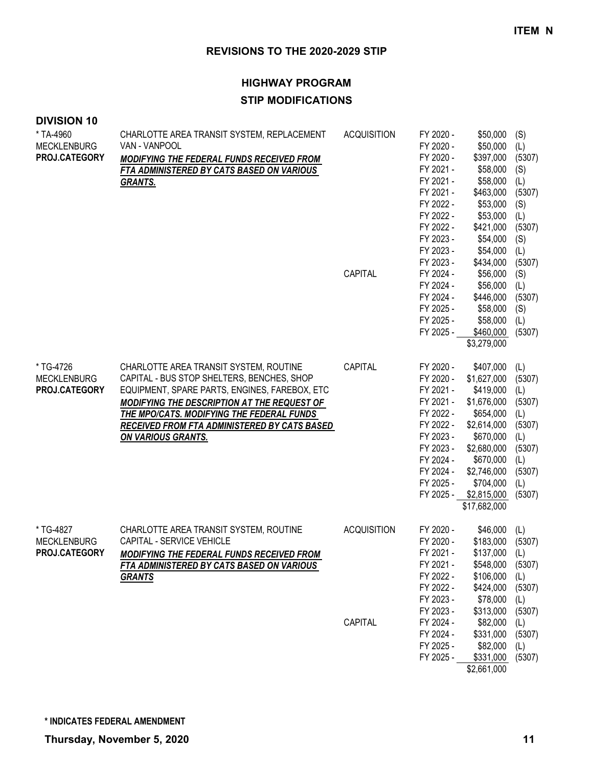**ITEM N**

# REVISIONS TO THE 2020-2029 STIP

## HIGHWAY PROGRAM

## STIP MODIFICATIONS

### DIVISION 10

| Project | Description | Phase | Fiscal Year | Amount | Source |
|---|---|---|---|---|---|
| * TA-4960 | CHARLOTTE AREA TRANSIT SYSTEM, REPLACEMENT VAN - VANPOOL | ACQUISITION | FY 2020 - | $50,000 | (S) |
| MECKLENBURG | ***MODIFYING THE FEDERAL FUNDS RECEIVED FROM FTA ADMINISTERED BY CATS BASED ON VARIOUS GRANTS.*** | | FY 2020 - | $50,000 | (L) |
| **PROJ.CATEGORY** | | | FY 2020 - | $397,000 | (5307) |
| | | | FY 2021 - | $58,000 | (S) |
| | | | FY 2021 - | $58,000 | (L) |
| | | | FY 2021 - | $463,000 | (5307) |
| | | | FY 2022 - | $53,000 | (S) |
| | | | FY 2022 - | $53,000 | (L) |
| | | | FY 2022 - | $421,000 | (5307) |
| | | | FY 2023 - | $54,000 | (S) |
| | | | FY 2023 - | $54,000 | (L) |
| | | | FY 2023 - | $434,000 | (5307) |
| | | CAPITAL | FY 2024 - | $56,000 | (S) |
| | | | FY 2024 - | $56,000 | (L) |
| | | | FY 2024 - | $446,000 | (5307) |
| | | | FY 2025 - | $58,000 | (S) |
| | | | FY 2025 - | $58,000 | (L) |
| | | | FY 2025 - | $460,000 | (5307) |
| | | | | $3,279,000 | |
| * TG-4726 | CHARLOTTE AREA TRANSIT SYSTEM, ROUTINE CAPITAL - BUS STOP SHELTERS, BENCHES, SHOP EQUIPMENT, SPARE PARTS, ENGINES, FAREBOX, ETC | CAPITAL | FY 2020 - | $407,000 | (L) |
| MECKLENBURG | ***MODIFYING THE DESCRIPTION AT THE REQUEST OF THE MPO/CATS. MODIFYING THE FEDERAL FUNDS RECEIVED FROM FTA ADMINISTERED BY CATS BASED ON VARIOUS GRANTS.*** | | FY 2020 - | $1,627,000 | (5307) |
| **PROJ.CATEGORY** | | | FY 2021 - | $419,000 | (L) |
| | | | FY 2021 - | $1,676,000 | (5307) |
| | | | FY 2022 - | $654,000 | (L) |
| | | | FY 2022 - | $2,614,000 | (5307) |
| | | | FY 2023 - | $670,000 | (L) |
| | | | FY 2023 - | $2,680,000 | (5307) |
| | | | FY 2024 - | $670,000 | (L) |
| | | | FY 2024 - | $2,746,000 | (5307) |
| | | | FY 2025 - | $704,000 | (L) |
| | | | FY 2025 - | $2,815,000 | (5307) |
| | | | | $17,682,000 | |
| * TG-4827 | CHARLOTTE AREA TRANSIT SYSTEM, ROUTINE CAPITAL - SERVICE VEHICLE | ACQUISITION | FY 2020 - | $46,000 | (L) |
| MECKLENBURG | ***MODIFYING THE FEDERAL FUNDS RECEIVED FROM FTA ADMINISTERED BY CATS BASED ON VARIOUS GRANTS*** | | FY 2020 - | $183,000 | (5307) |
| **PROJ.CATEGORY** | | | FY 2021 - | $137,000 | (L) |
| | | | FY 2021 - | $548,000 | (5307) |
| | | | FY 2022 - | $106,000 | (L) |
| | | | FY 2022 - | $424,000 | (5307) |
| | | | FY 2023 - | $78,000 | (L) |
| | | | FY 2023 - | $313,000 | (5307) |
| | | CAPITAL | FY 2024 - | $82,000 | (L) |
| | | | FY 2024 - | $331,000 | (5307) |
| | | | FY 2025 - | $82,000 | (L) |
| | | | FY 2025 - | $331,000 | (5307) |
| | | | | $2,661,000 | |

**\* INDICATES FEDERAL AMENDMENT**

**Thursday, November 5, 2020**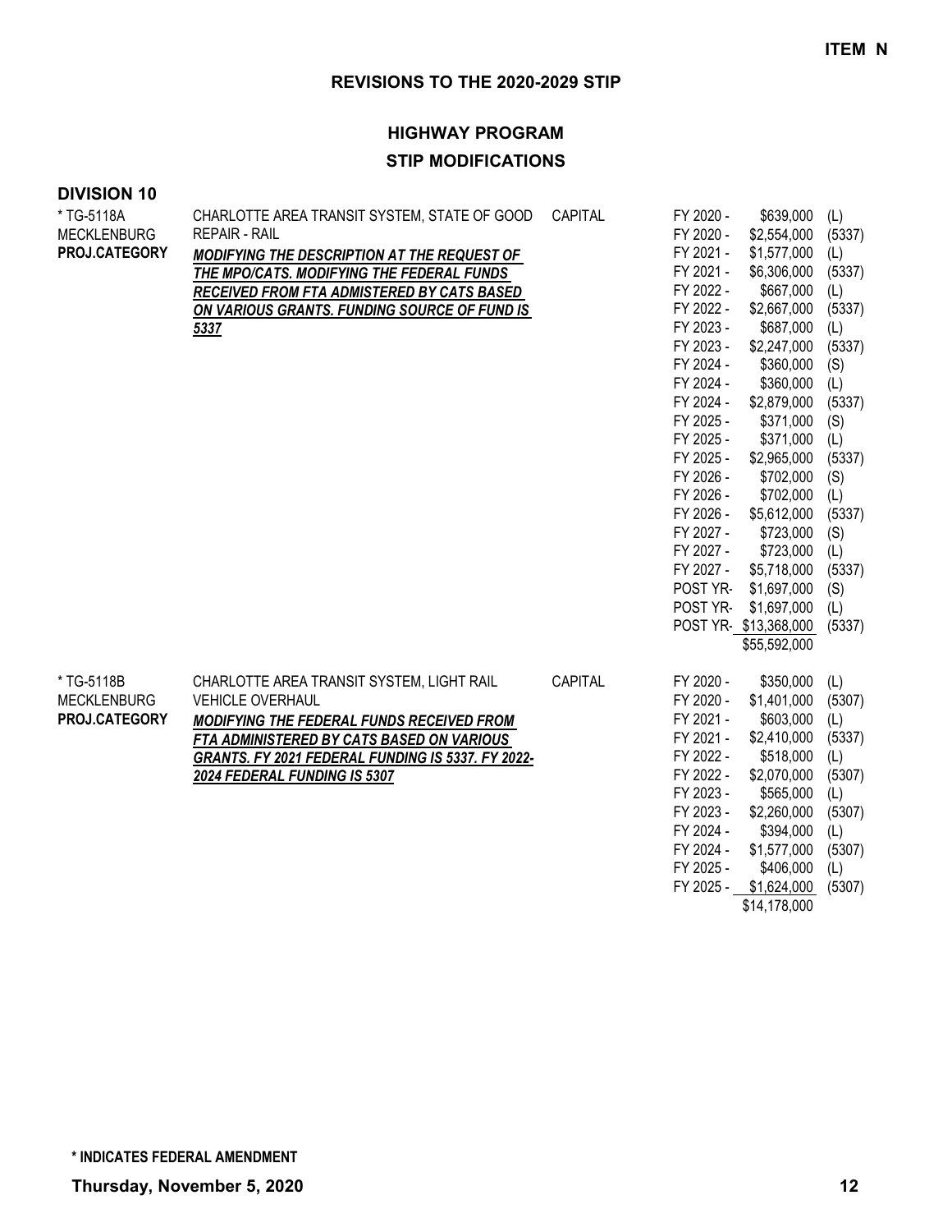**ITEM N**

## REVISIONS TO THE 2020-2029 STIP

### HIGHWAY PROGRAM
### STIP MODIFICATIONS

**DIVISION 10**

| Project | Description | Category | Funding | | |
|---|---|---|---|---|---|
| * TG-5118A<br>MECKLENBURG<br>**PROJ.CATEGORY** | CHARLOTTE AREA TRANSIT SYSTEM, STATE OF GOOD REPAIR - RAIL<br>***MODIFYING THE DESCRIPTION AT THE REQUEST OF THE MPO/CATS. MODIFYING THE FEDERAL FUNDS RECEIVED FROM FTA ADMISTERED BY CATS BASED ON VARIOUS GRANTS. FUNDING SOURCE OF FUND IS 5337*** | CAPITAL | FY 2020 - | $639,000 | (L) |
| | | | FY 2020 - | $2,554,000 | (5337) |
| | | | FY 2021 - | $1,577,000 | (L) |
| | | | FY 2021 - | $6,306,000 | (5337) |
| | | | FY 2022 - | $667,000 | (L) |
| | | | FY 2022 - | $2,667,000 | (5337) |
| | | | FY 2023 - | $687,000 | (L) |
| | | | FY 2023 - | $2,247,000 | (5337) |
| | | | FY 2024 - | $360,000 | (S) |
| | | | FY 2024 - | $360,000 | (L) |
| | | | FY 2024 - | $2,879,000 | (5337) |
| | | | FY 2025 - | $371,000 | (S) |
| | | | FY 2025 - | $371,000 | (L) |
| | | | FY 2025 - | $2,965,000 | (5337) |
| | | | FY 2026 - | $702,000 | (S) |
| | | | FY 2026 - | $702,000 | (L) |
| | | | FY 2026 - | $5,612,000 | (5337) |
| | | | FY 2027 - | $723,000 | (S) |
| | | | FY 2027 - | $723,000 | (L) |
| | | | FY 2027 - | $5,718,000 | (5337) |
| | | | POST YR- | $1,697,000 | (S) |
| | | | POST YR- | $1,697,000 | (L) |
| | | | POST YR- | $13,368,000 | (5337) |
| | | | | $55,592,000 | |
| * TG-5118B<br>MECKLENBURG<br>**PROJ.CATEGORY** | CHARLOTTE AREA TRANSIT SYSTEM, LIGHT RAIL VEHICLE OVERHAUL<br>***MODIFYING THE FEDERAL FUNDS RECEIVED FROM FTA ADMINISTERED BY CATS BASED ON VARIOUS GRANTS. FY 2021 FEDERAL FUNDING IS 5337. FY 2022-2024 FEDERAL FUNDING IS 5307*** | CAPITAL | FY 2020 - | $350,000 | (L) |
| | | | FY 2020 - | $1,401,000 | (5307) |
| | | | FY 2021 - | $603,000 | (L) |
| | | | FY 2021 - | $2,410,000 | (5337) |
| | | | FY 2022 - | $518,000 | (L) |
| | | | FY 2022 - | $2,070,000 | (5307) |
| | | | FY 2023 - | $565,000 | (L) |
| | | | FY 2023 - | $2,260,000 | (5307) |
| | | | FY 2024 - | $394,000 | (L) |
| | | | FY 2024 - | $1,577,000 | (5307) |
| | | | FY 2025 - | $406,000 | (L) |
| | | | FY 2025 - | $1,624,000 | (5307) |
| | | | | $14,178,000 | |

**\* INDICATES FEDERAL AMENDMENT**

**Thursday, November 5, 2020**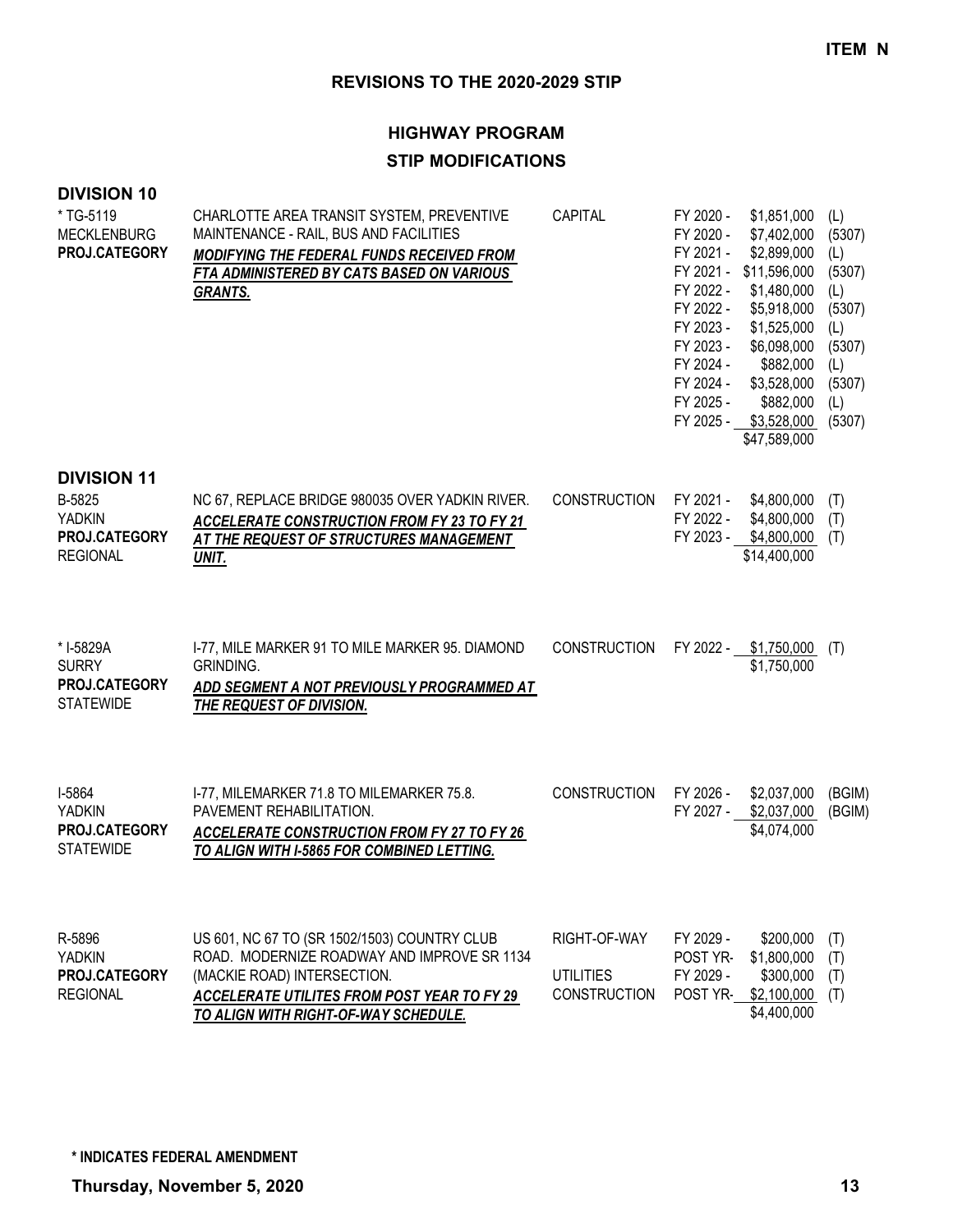**ITEM N**

## REVISIONS TO THE 2020-2029 STIP

### HIGHWAY PROGRAM
### STIP MODIFICATIONS

**DIVISION 10**

| Project | Description | Work Type | Fiscal Year | Amount | Fund |
|---|---|---|---|---|---|
| * TG-5119<br>MECKLENBURG<br>**PROJ.CATEGORY** | CHARLOTTE AREA TRANSIT SYSTEM, PREVENTIVE MAINTENANCE - RAIL, BUS AND FACILITIES<br>***MODIFYING THE FEDERAL FUNDS RECEIVED FROM FTA ADMINISTERED BY CATS BASED ON VARIOUS GRANTS.*** | CAPITAL | FY 2020 - | $1,851,000 | (L) |
| | | | FY 2020 - | $7,402,000 | (5307) |
| | | | FY 2021 - | $2,899,000 | (L) |
| | | | FY 2021 - | $11,596,000 | (5307) |
| | | | FY 2022 - | $1,480,000 | (L) |
| | | | FY 2022 - | $5,918,000 | (5307) |
| | | | FY 2023 - | $1,525,000 | (L) |
| | | | FY 2023 - | $6,098,000 | (5307) |
| | | | FY 2024 - | $882,000 | (L) |
| | | | FY 2024 - | $3,528,000 | (5307) |
| | | | FY 2025 - | $882,000 | (L) |
| | | | FY 2025 - | $3,528,000 | (5307) |
| | | | | $47,589,000 | |

**DIVISION 11**

| Project | Description | Work Type | Fiscal Year | Amount | Fund |
|---|---|---|---|---|---|
| B-5825<br>YADKIN<br>**PROJ.CATEGORY**<br>REGIONAL | NC 67, REPLACE BRIDGE 980035 OVER YADKIN RIVER.<br>***ACCELERATE CONSTRUCTION FROM FY 23 TO FY 21 AT THE REQUEST OF STRUCTURES MANAGEMENT UNIT.*** | CONSTRUCTION | FY 2021 - | $4,800,000 | (T) |
| | | | FY 2022 - | $4,800,000 | (T) |
| | | | FY 2023 - | $4,800,000 | (T) |
| | | | | $14,400,000 | |
| * I-5829A<br>SURRY<br>**PROJ.CATEGORY**<br>STATEWIDE | I-77, MILE MARKER 91 TO MILE MARKER 95. DIAMOND GRINDING.<br>***ADD SEGMENT A NOT PREVIOUSLY PROGRAMMED AT THE REQUEST OF DIVISION.*** | CONSTRUCTION | FY 2022 - | $1,750,000 | (T) |
| | | | | $1,750,000 | |
| I-5864<br>YADKIN<br>**PROJ.CATEGORY**<br>STATEWIDE | I-77, MILEMARKER 71.8 TO MILEMARKER 75.8. PAVEMENT REHABILITATION.<br>***ACCELERATE CONSTRUCTION FROM FY 27 TO FY 26 TO ALIGN WITH I-5865 FOR COMBINED LETTING.*** | CONSTRUCTION | FY 2026 - | $2,037,000 | (BGIM) |
| | | | FY 2027 - | $2,037,000 | (BGIM) |
| | | | | $4,074,000 | |
| R-5896<br>YADKIN<br>**PROJ.CATEGORY**<br>REGIONAL | US 601, NC 67 TO (SR 1502/1503) COUNTRY CLUB ROAD. MODERNIZE ROADWAY AND IMPROVE SR 1134 (MACKIE ROAD) INTERSECTION.<br>***ACCELERATE UTILITES FROM POST YEAR TO FY 29 TO ALIGN WITH RIGHT-OF-WAY SCHEDULE.*** | RIGHT-OF-WAY | FY 2029 - | $200,000 | (T) |
| | | | POST YR- | $1,800,000 | (T) |
| | | UTILITIES | FY 2029 - | $300,000 | (T) |
| | | CONSTRUCTION | POST YR- | $2,100,000 | (T) |
| | | | | $4,400,000 | |

**\* INDICATES FEDERAL AMENDMENT**

**Thursday, November 5, 2020**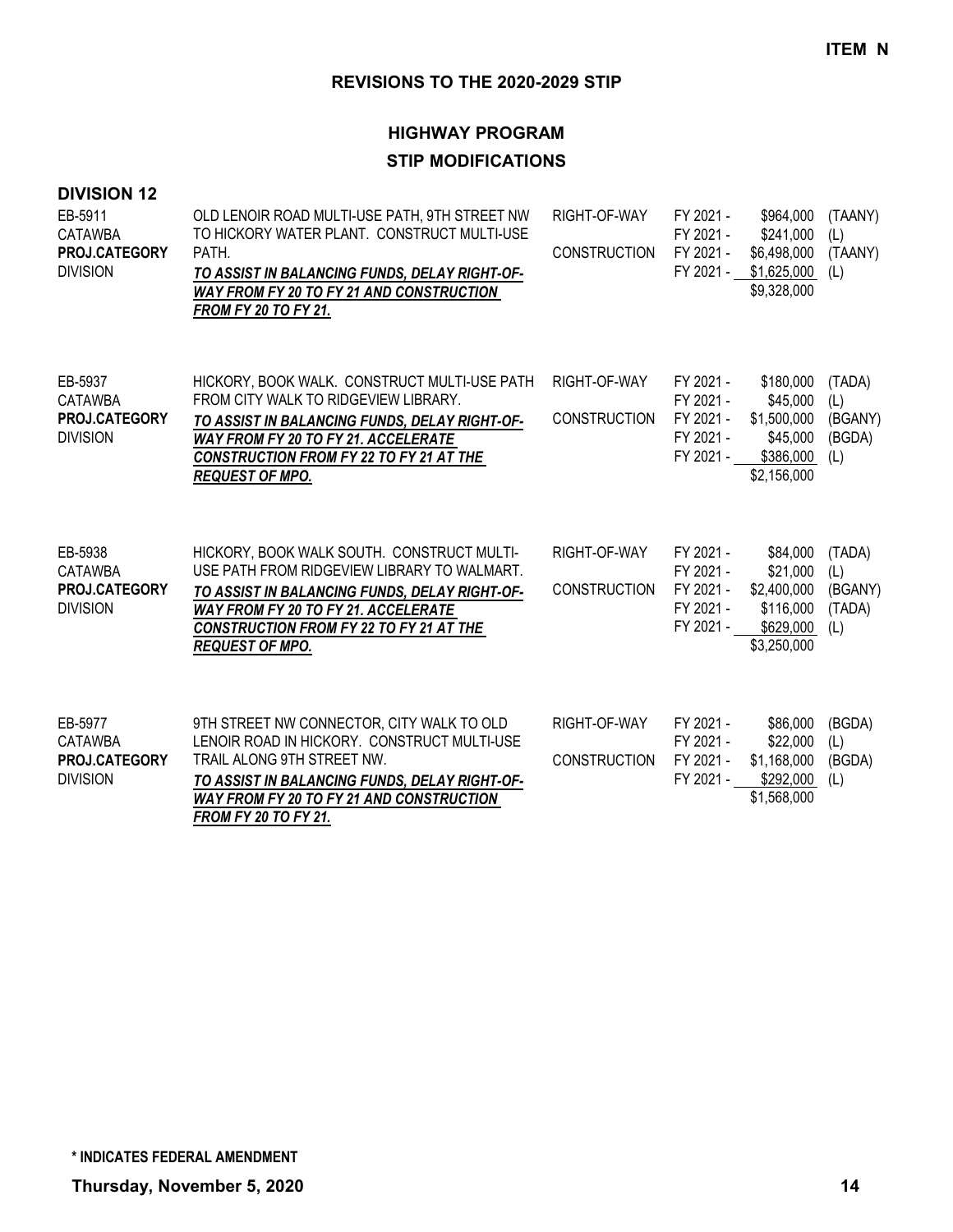**ITEM N**

## REVISIONS TO THE 2020-2029 STIP

## HIGHWAY PROGRAM
## STIP MODIFICATIONS

### DIVISION 12

| Project | Description | Work Type | Fiscal Year | Amount | Fund |
|---|---|---|---|---|---|
| EB-5911<br>CATAWBA<br>**PROJ.CATEGORY**<br>DIVISION | OLD LENOIR ROAD MULTI-USE PATH, 9TH STREET NW TO HICKORY WATER PLANT. CONSTRUCT MULTI-USE PATH.<br>***TO ASSIST IN BALANCING FUNDS, DELAY RIGHT-OF-WAY FROM FY 20 TO FY 21 AND CONSTRUCTION FROM FY 20 TO FY 21.*** | RIGHT-OF-WAY | FY 2021 - | $964,000 | (TAANY) |
| | | | FY 2021 - | $241,000 | (L) |
| | | CONSTRUCTION | FY 2021 - | $6,498,000 | (TAANY) |
| | | | FY 2021 - | $1,625,000 | (L) |
| | | | | $9,328,000 | |
| EB-5937<br>CATAWBA<br>**PROJ.CATEGORY**<br>DIVISION | HICKORY, BOOK WALK. CONSTRUCT MULTI-USE PATH FROM CITY WALK TO RIDGEVIEW LIBRARY.<br>***TO ASSIST IN BALANCING FUNDS, DELAY RIGHT-OF-WAY FROM FY 20 TO FY 21. ACCELERATE CONSTRUCTION FROM FY 22 TO FY 21 AT THE REQUEST OF MPO.*** | RIGHT-OF-WAY | FY 2021 - | $180,000 | (TADA) |
| | | | FY 2021 - | $45,000 | (L) |
| | | CONSTRUCTION | FY 2021 - | $1,500,000 | (BGANY) |
| | | | FY 2021 - | $45,000 | (BGDA) |
| | | | FY 2021 - | $386,000 | (L) |
| | | | | $2,156,000 | |
| EB-5938<br>CATAWBA<br>**PROJ.CATEGORY**<br>DIVISION | HICKORY, BOOK WALK SOUTH. CONSTRUCT MULTI-USE PATH FROM RIDGEVIEW LIBRARY TO WALMART.<br>***TO ASSIST IN BALANCING FUNDS, DELAY RIGHT-OF-WAY FROM FY 20 TO FY 21. ACCELERATE CONSTRUCTION FROM FY 22 TO FY 21 AT THE REQUEST OF MPO.*** | RIGHT-OF-WAY | FY 2021 - | $84,000 | (TADA) |
| | | | FY 2021 - | $21,000 | (L) |
| | | CONSTRUCTION | FY 2021 - | $2,400,000 | (BGANY) |
| | | | FY 2021 - | $116,000 | (TADA) |
| | | | FY 2021 - | $629,000 | (L) |
| | | | | $3,250,000 | |
| EB-5977<br>CATAWBA<br>**PROJ.CATEGORY**<br>DIVISION | 9TH STREET NW CONNECTOR, CITY WALK TO OLD LENOIR ROAD IN HICKORY. CONSTRUCT MULTI-USE TRAIL ALONG 9TH STREET NW.<br>***TO ASSIST IN BALANCING FUNDS, DELAY RIGHT-OF-WAY FROM FY 20 TO FY 21 AND CONSTRUCTION FROM FY 20 TO FY 21.*** | RIGHT-OF-WAY | FY 2021 - | $86,000 | (BGDA) |
| | | | FY 2021 - | $22,000 | (L) |
| | | CONSTRUCTION | FY 2021 - | $1,168,000 | (BGDA) |
| | | | FY 2021 - | $292,000 | (L) |
| | | | | $1,568,000 | |

**\* INDICATES FEDERAL AMENDMENT**

**Thursday, November 5, 2020**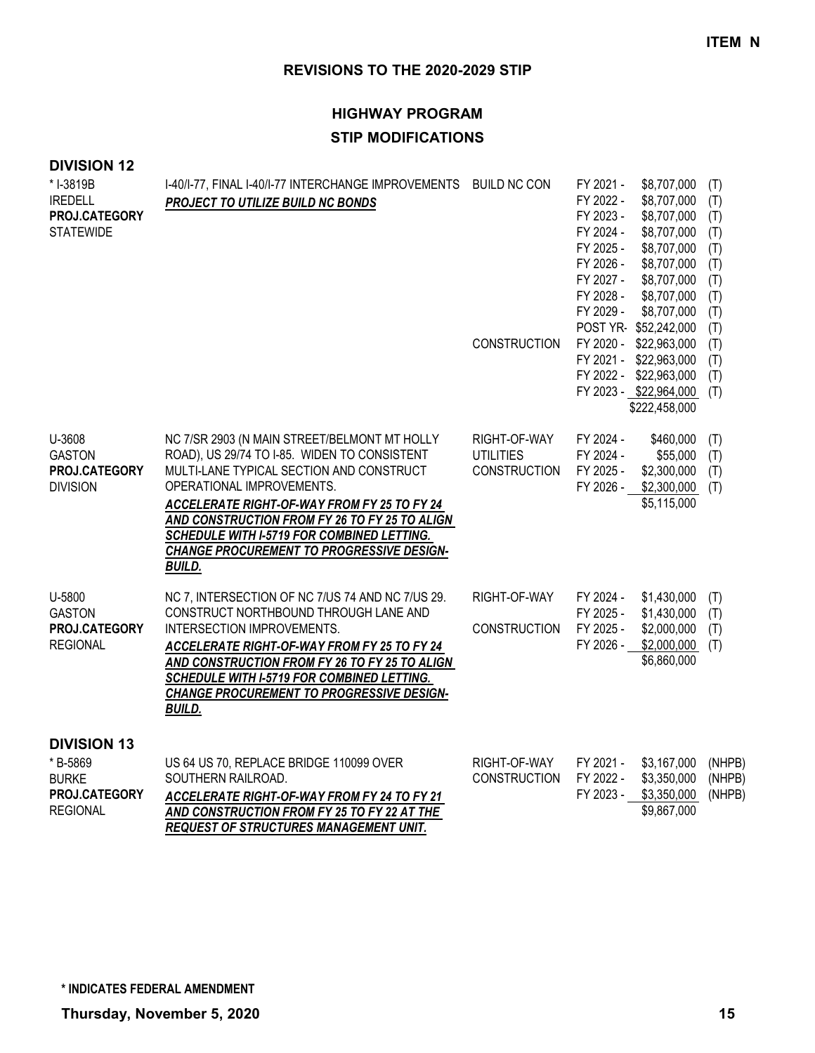**ITEM N**

## REVISIONS TO THE 2020-2029 STIP

### HIGHWAY PROGRAM

### STIP MODIFICATIONS

**DIVISION 12**

| Project | Description | Work Type | Fiscal Year | Amount | Funding |
|---|---|---|---|---|---|
| * I-3819B<br>IREDELL<br>**PROJ.CATEGORY**<br>STATEWIDE | I-40/I-77, FINAL I-40/I-77 INTERCHANGE IMPROVEMENTS<br>***PROJECT TO UTILIZE BUILD NC BONDS*** | BUILD NC CON | FY 2021 - | $8,707,000 | (T) |
| | | | FY 2022 - | $8,707,000 | (T) |
| | | | FY 2023 - | $8,707,000 | (T) |
| | | | FY 2024 - | $8,707,000 | (T) |
| | | | FY 2025 - | $8,707,000 | (T) |
| | | | FY 2026 - | $8,707,000 | (T) |
| | | | FY 2027 - | $8,707,000 | (T) |
| | | | FY 2028 - | $8,707,000 | (T) |
| | | | FY 2029 - | $8,707,000 | (T) |
| | | | POST YR- | $52,242,000 | (T) |
| | | CONSTRUCTION | FY 2020 - | $22,963,000 | (T) |
| | | | FY 2021 - | $22,963,000 | (T) |
| | | | FY 2022 - | $22,963,000 | (T) |
| | | | FY 2023 - | $22,964,000 | (T) |
| | | | | $222,458,000 | |
| U-3608<br>GASTON<br>**PROJ.CATEGORY**<br>DIVISION | NC 7/SR 2903 (N MAIN STREET/BELMONT MT HOLLY ROAD), US 29/74 TO I-85. WIDEN TO CONSISTENT MULTI-LANE TYPICAL SECTION AND CONSTRUCT OPERATIONAL IMPROVEMENTS.<br>***ACCELERATE RIGHT-OF-WAY FROM FY 25 TO FY 24 AND CONSTRUCTION FROM FY 26 TO FY 25 TO ALIGN SCHEDULE WITH I-5719 FOR COMBINED LETTING. CHANGE PROCUREMENT TO PROGRESSIVE DESIGN-BUILD.*** | RIGHT-OF-WAY | FY 2024 - | $460,000 | (T) |
| | | UTILITIES | FY 2024 - | $55,000 | (T) |
| | | CONSTRUCTION | FY 2025 - | $2,300,000 | (T) |
| | | | FY 2026 - | $2,300,000 | (T) |
| | | | | $5,115,000 | |
| U-5800<br>GASTON<br>**PROJ.CATEGORY**<br>REGIONAL | NC 7, INTERSECTION OF NC 7/US 74 AND NC 7/US 29. CONSTRUCT NORTHBOUND THROUGH LANE AND INTERSECTION IMPROVEMENTS.<br>***ACCELERATE RIGHT-OF-WAY FROM FY 25 TO FY 24 AND CONSTRUCTION FROM FY 26 TO FY 25 TO ALIGN SCHEDULE WITH I-5719 FOR COMBINED LETTING. CHANGE PROCUREMENT TO PROGRESSIVE DESIGN-BUILD.*** | RIGHT-OF-WAY | FY 2024 - | $1,430,000 | (T) |
| | | | FY 2025 - | $1,430,000 | (T) |
| | | CONSTRUCTION | FY 2025 - | $2,000,000 | (T) |
| | | | FY 2026 - | $2,000,000 | (T) |
| | | | | $6,860,000 | |

**DIVISION 13**

| Project | Description | Work Type | Fiscal Year | Amount | Funding |
|---|---|---|---|---|---|
| * B-5869<br>BURKE<br>**PROJ.CATEGORY**<br>REGIONAL | US 64 US 70, REPLACE BRIDGE 110099 OVER SOUTHERN RAILROAD.<br>***ACCELERATE RIGHT-OF-WAY FROM FY 24 TO FY 21 AND CONSTRUCTION FROM FY 25 TO FY 22 AT THE REQUEST OF STRUCTURES MANAGEMENT UNIT.*** | RIGHT-OF-WAY | FY 2021 - | $3,167,000 | (NHPB) |
| | | CONSTRUCTION | FY 2022 - | $3,350,000 | (NHPB) |
| | | | FY 2023 - | $3,350,000 | (NHPB) |
| | | | | $9,867,000 | |

**\* INDICATES FEDERAL AMENDMENT**

**Thursday, November 5, 2020**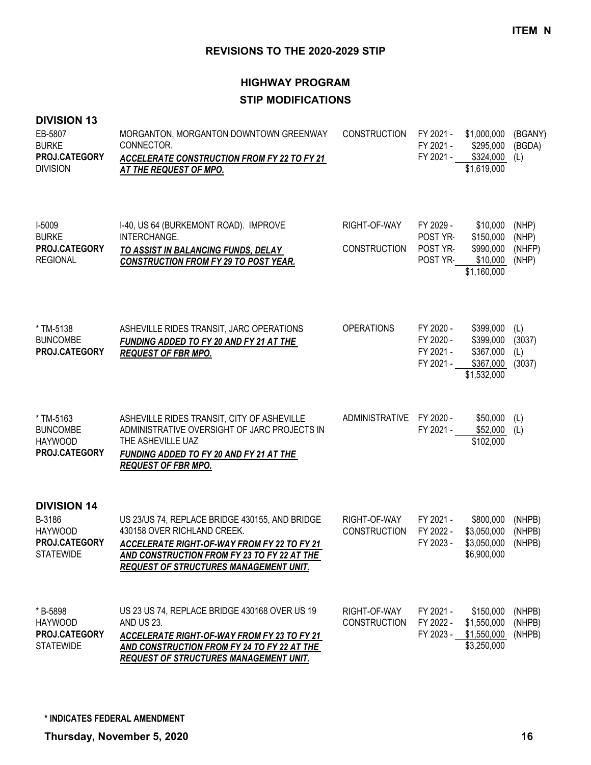**ITEM N**

## REVISIONS TO THE 2020-2029 STIP

### HIGHWAY PROGRAM

### STIP MODIFICATIONS

**DIVISION 13**

| Project | Description | Phase | Year | Amount | Fund |
|---|---|---|---|---|---|
| EB-5807<br>BURKE<br>**PROJ.CATEGORY**<br>DIVISION | MORGANTON, MORGANTON DOWNTOWN GREENWAY CONNECTOR.<br>***ACCELERATE CONSTRUCTION FROM FY 22 TO FY 21 AT THE REQUEST OF MPO.*** | CONSTRUCTION | FY 2021 -<br>FY 2021 -<br>FY 2021 - | \$1,000,000<br>\$295,000<br>\$324,000<br>\$1,619,000 | (BGANY)<br>(BGDA)<br>(L) |
| I-5009<br>BURKE<br>**PROJ.CATEGORY**<br>REGIONAL | I-40, US 64 (BURKEMONT ROAD). IMPROVE INTERCHANGE.<br>***TO ASSIST IN BALANCING FUNDS, DELAY CONSTRUCTION FROM FY 29 TO POST YEAR.*** | RIGHT-OF-WAY<br><br>CONSTRUCTION | FY 2029 -<br>POST YR-<br>POST YR-<br>POST YR- | \$10,000<br>\$150,000<br>\$990,000<br>\$10,000<br>\$1,160,000 | (NHP)<br>(NHP)<br>(NHFP)<br>(NHP) |
| * TM-5138<br>BUNCOMBE<br>**PROJ.CATEGORY** | ASHEVILLE RIDES TRANSIT, JARC OPERATIONS<br>***FUNDING ADDED TO FY 20 AND FY 21 AT THE REQUEST OF FBR MPO.*** | OPERATIONS | FY 2020 -<br>FY 2020 -<br>FY 2021 -<br>FY 2021 - | \$399,000<br>\$399,000<br>\$367,000<br>\$367,000<br>\$1,532,000 | (L)<br>(3037)<br>(L)<br>(3037) |
| * TM-5163<br>BUNCOMBE<br>HAYWOOD<br>**PROJ.CATEGORY** | ASHEVILLE RIDES TRANSIT, CITY OF ASHEVILLE ADMINISTRATIVE OVERSIGHT OF JARC PROJECTS IN THE ASHEVILLE UAZ<br>***FUNDING ADDED TO FY 20 AND FY 21 AT THE REQUEST OF FBR MPO.*** | ADMINISTRATIVE | FY 2020 -<br>FY 2021 - | \$50,000<br>\$52,000<br>\$102,000 | (L)<br>(L) |

**DIVISION 14**

| Project | Description | Phase | Year | Amount | Fund |
|---|---|---|---|---|---|
| B-3186<br>HAYWOOD<br>**PROJ.CATEGORY**<br>STATEWIDE | US 23/US 74, REPLACE BRIDGE 430155, AND BRIDGE 430158 OVER RICHLAND CREEK.<br>***ACCELERATE RIGHT-OF-WAY FROM FY 22 TO FY 21 AND CONSTRUCTION FROM FY 23 TO FY 22 AT THE REQUEST OF STRUCTURES MANAGEMENT UNIT.*** | RIGHT-OF-WAY<br>CONSTRUCTION | FY 2021 -<br>FY 2022 -<br>FY 2023 - | \$800,000<br>\$3,050,000<br>\$3,050,000<br>\$6,900,000 | (NHPB)<br>(NHPB)<br>(NHPB) |
| * B-5898<br>HAYWOOD<br>**PROJ.CATEGORY**<br>STATEWIDE | US 23 US 74, REPLACE BRIDGE 430168 OVER US 19 AND US 23.<br>***ACCELERATE RIGHT-OF-WAY FROM FY 23 TO FY 21 AND CONSTRUCTION FROM FY 24 TO FY 22 AT THE REQUEST OF STRUCTURES MANAGEMENT UNIT.*** | RIGHT-OF-WAY<br>CONSTRUCTION | FY 2021 -<br>FY 2022 -<br>FY 2023 - | \$150,000<br>\$1,550,000<br>\$1,550,000<br>\$3,250,000 | (NHPB)<br>(NHPB)<br>(NHPB) |

**\* INDICATES FEDERAL AMENDMENT**

**Thursday, November 5, 2020**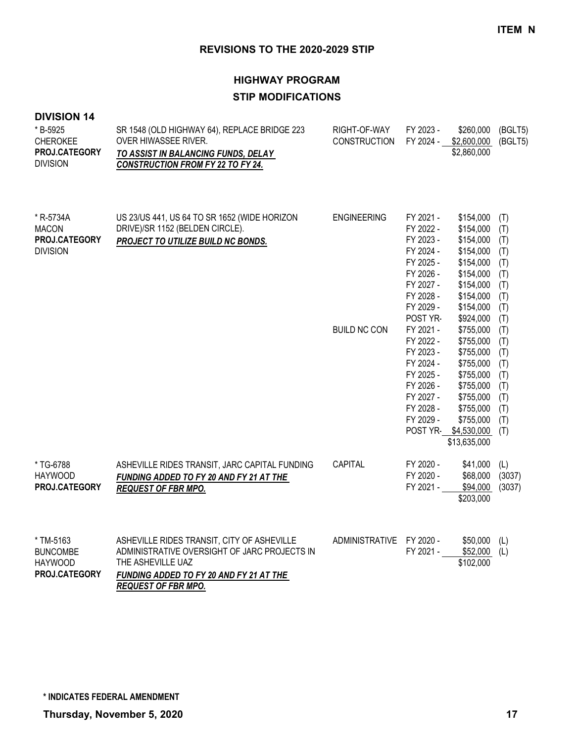**ITEM N**

## REVISIONS TO THE 2020-2029 STIP

### HIGHWAY PROGRAM
### STIP MODIFICATIONS

**DIVISION 14**

| Project | Description | Phase | Year | Amount | Fund |
|---|---|---|---|---|---|
| * B-5925<br>CHEROKEE<br>**PROJ.CATEGORY**<br>DIVISION | SR 1548 (OLD HIGHWAY 64), REPLACE BRIDGE 223 OVER HIWASSEE RIVER.<br>***TO ASSIST IN BALANCING FUNDS, DELAY CONSTRUCTION FROM FY 22 TO FY 24.*** | RIGHT-OF-WAY | FY 2023 - | $260,000 | (BGLT5) |
| | | CONSTRUCTION | FY 2024 - | $2,600,000 | (BGLT5) |
| | | | | $2,860,000 | |
| * R-5734A<br>MACON<br>**PROJ.CATEGORY**<br>DIVISION | US 23/US 441, US 64 TO SR 1652 (WIDE HORIZON DRIVE)/SR 1152 (BELDEN CIRCLE).<br>***PROJECT TO UTILIZE BUILD NC BONDS.*** | ENGINEERING | FY 2021 - | $154,000 | (T) |
| | | | FY 2022 - | $154,000 | (T) |
| | | | FY 2023 - | $154,000 | (T) |
| | | | FY 2024 - | $154,000 | (T) |
| | | | FY 2025 - | $154,000 | (T) |
| | | | FY 2026 - | $154,000 | (T) |
| | | | FY 2027 - | $154,000 | (T) |
| | | | FY 2028 - | $154,000 | (T) |
| | | | FY 2029 - | $154,000 | (T) |
| | | | POST YR- | $924,000 | (T) |
| | | BUILD NC CON | FY 2021 - | $755,000 | (T) |
| | | | FY 2022 - | $755,000 | (T) |
| | | | FY 2023 - | $755,000 | (T) |
| | | | FY 2024 - | $755,000 | (T) |
| | | | FY 2025 - | $755,000 | (T) |
| | | | FY 2026 - | $755,000 | (T) |
| | | | FY 2027 - | $755,000 | (T) |
| | | | FY 2028 - | $755,000 | (T) |
| | | | FY 2029 - | $755,000 | (T) |
| | | | POST YR- | $4,530,000 | (T) |
| | | | | $13,635,000 | |
| * TG-6788<br>HAYWOOD<br>**PROJ.CATEGORY** | ASHEVILLE RIDES TRANSIT, JARC CAPITAL FUNDING<br>***FUNDING ADDED TO FY 20 AND FY 21 AT THE REQUEST OF FBR MPO.*** | CAPITAL | FY 2020 - | $41,000 | (L) |
| | | | FY 2020 - | $68,000 | (3037) |
| | | | FY 2021 - | $94,000 | (3037) |
| | | | | $203,000 | |
| * TM-5163<br>BUNCOMBE<br>HAYWOOD<br>**PROJ.CATEGORY** | ASHEVILLE RIDES TRANSIT, CITY OF ASHEVILLE ADMINISTRATIVE OVERSIGHT OF JARC PROJECTS IN THE ASHEVILLE UAZ<br>***FUNDING ADDED TO FY 20 AND FY 21 AT THE REQUEST OF FBR MPO.*** | ADMINISTRATIVE | FY 2020 - | $50,000 | (L) |
| | | | FY 2021 - | $52,000 | (L) |
| | | | | $102,000 | |

**\* INDICATES FEDERAL AMENDMENT**

**Thursday, November 5, 2020**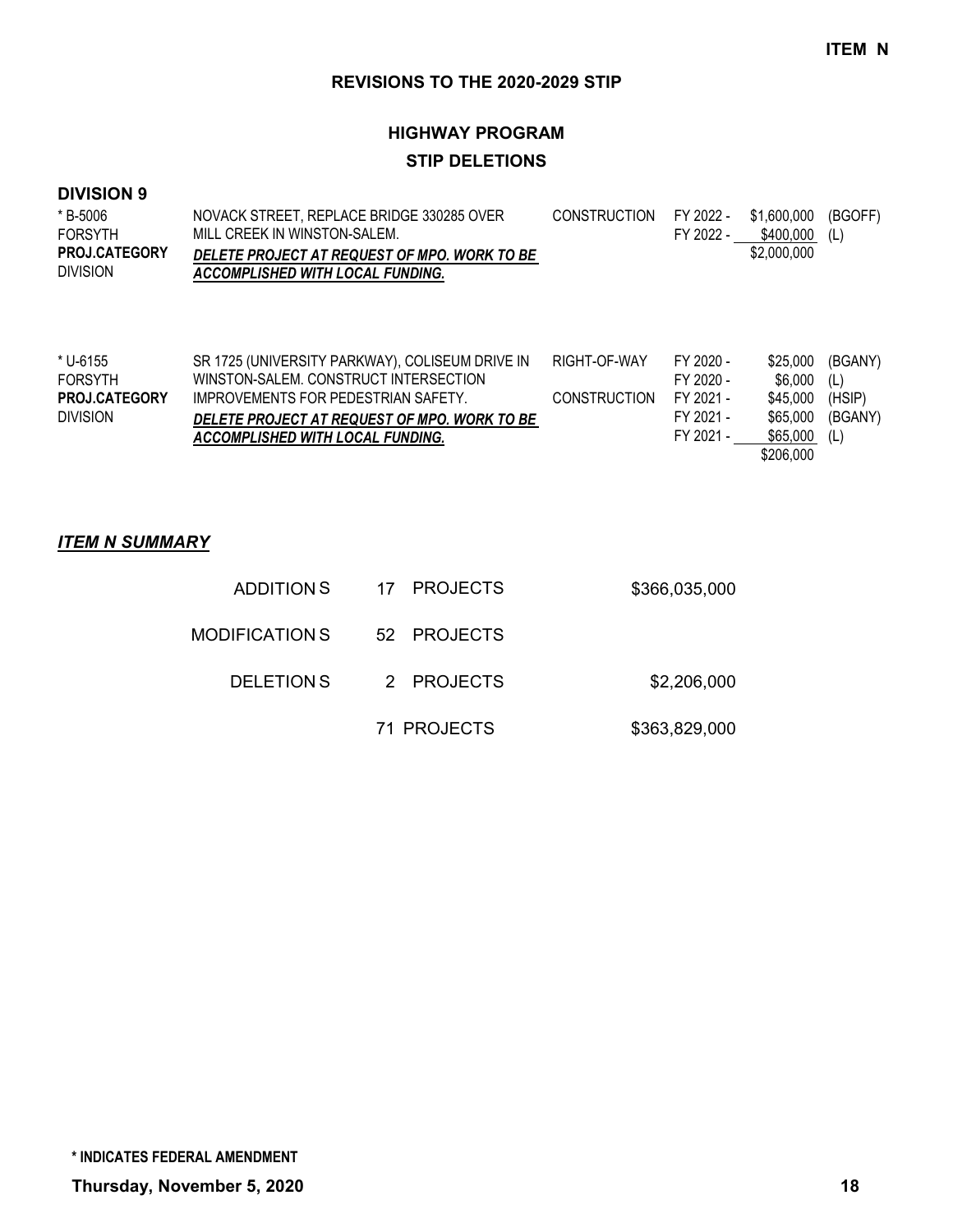ITEM N

# REVISIONS TO THE 2020-2029 STIP

## HIGHWAY PROGRAM

## STIP DELETIONS

**DIVISION 9**

| | | | | | |
|---|---|---|---|---|---|
| * B-5006<br>FORSYTH<br>**PROJ.CATEGORY**<br>DIVISION | NOVACK STREET, REPLACE BRIDGE 330285 OVER MILL CREEK IN WINSTON-SALEM.<br>***DELETE PROJECT AT REQUEST OF MPO. WORK TO BE ACCOMPLISHED WITH LOCAL FUNDING.*** | CONSTRUCTION | FY 2022 -<br>FY 2022 - | \$1,600,000<br>\$400,000<br>\$2,000,000 | (BGOFF)<br>(L) |
| * U-6155<br>FORSYTH<br>**PROJ.CATEGORY**<br>DIVISION | SR 1725 (UNIVERSITY PARKWAY), COLISEUM DRIVE IN WINSTON-SALEM. CONSTRUCT INTERSECTION IMPROVEMENTS FOR PEDESTRIAN SAFETY.<br>***DELETE PROJECT AT REQUEST OF MPO. WORK TO BE ACCOMPLISHED WITH LOCAL FUNDING.*** | RIGHT-OF-WAY<br><br>CONSTRUCTION | FY 2020 -<br>FY 2020 -<br>FY 2021 -<br>FY 2021 -<br>FY 2021 - | \$25,000<br>\$6,000<br>\$45,000<br>\$65,000<br>\$65,000<br>\$206,000 | (BGANY)<br>(L)<br>(HSIP)<br>(BGANY)<br>(L) |

***ITEM N SUMMARY***

| | | |
|---|---|---|
| ADDITIONS | 17 PROJECTS | \$366,035,000 |
| MODIFICATIONS | 52 PROJECTS | |
| DELETIONS | 2 PROJECTS | \$2,206,000 |
| | 71 PROJECTS | \$363,829,000 |

**\* INDICATES FEDERAL AMENDMENT**

**Thursday, November 5, 2020**